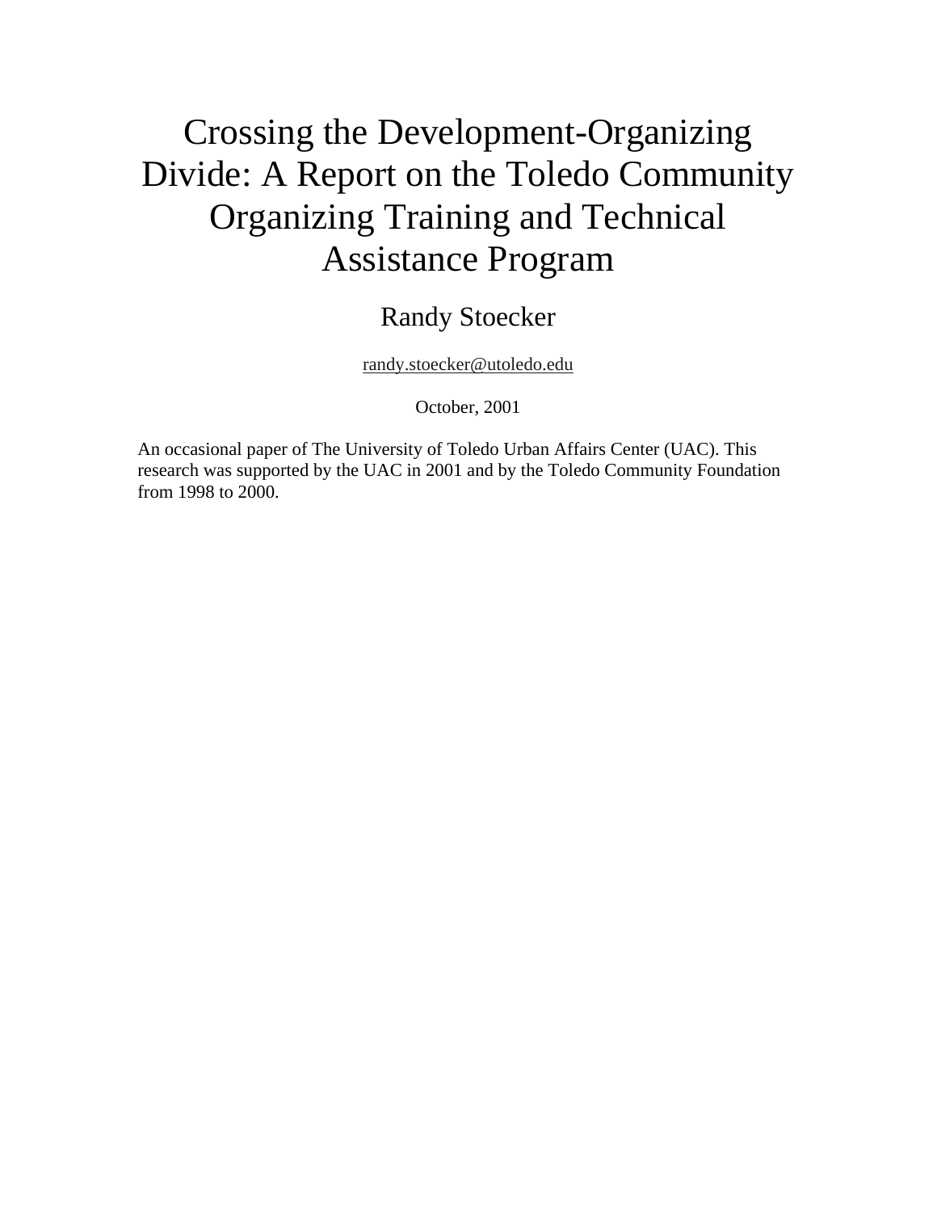# Crossing the Development-Organizing Divide: A Report on the Toledo Community Organizing Training and Technical Assistance Program

Randy Stoecker

randy.stoecker@utoledo.edu

October, 2001

An occasional paper of The University of Toledo Urban Affairs Center (UAC). This research was supported by the UAC in 2001 and by the Toledo Community Foundation from 1998 to 2000.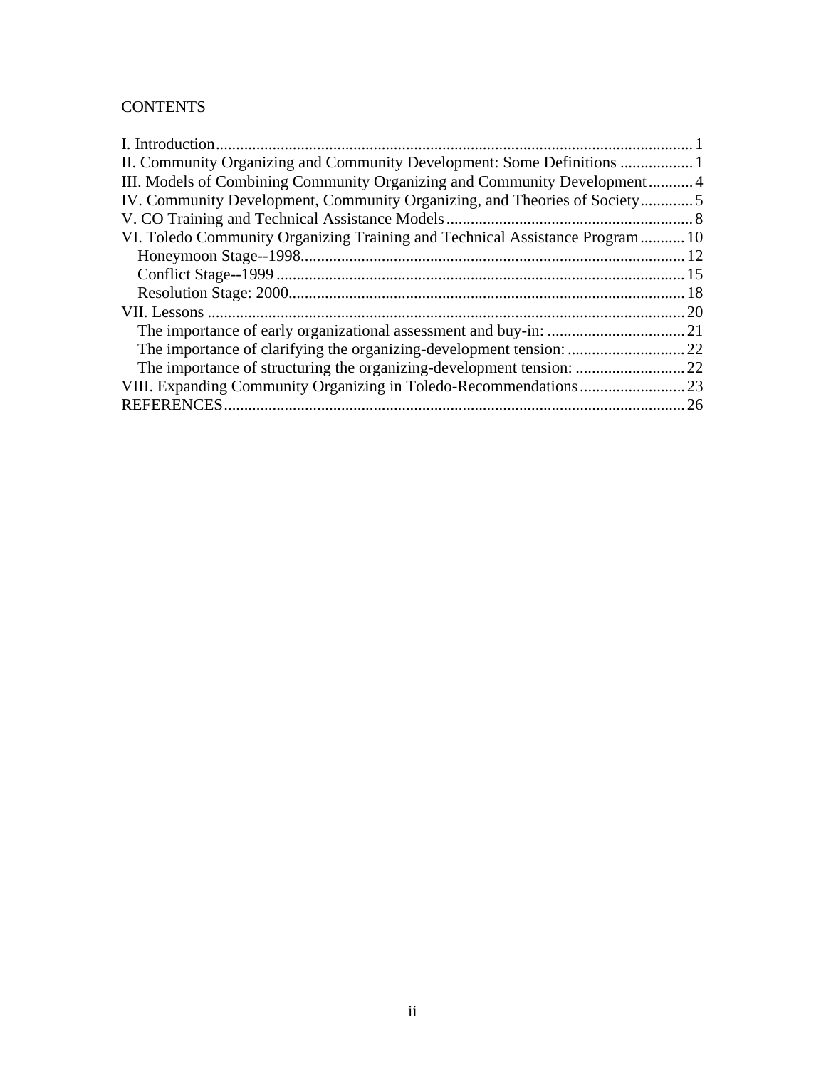CONTENTS

I. Introduction ..... 1
II. Community Organizing and Community Development: Some Definitions ..... 1
III. Models of Combining Community Organizing and Community Development ..... 4
IV. Community Development, Community Organizing, and Theories of Society ..... 5
V. CO Training and Technical Assistance Models ..... 8
VI. Toledo Community Organizing Training and Technical Assistance Program ..... 10
    Honeymoon Stage--1998 ..... 12
    Conflict Stage--1999 ..... 15
    Resolution Stage: 2000 ..... 18
VII. Lessons ..... 20
    The importance of early organizational assessment and buy-in: ..... 21
    The importance of clarifying the organizing-development tension: ..... 22
    The importance of structuring the organizing-development tension: ..... 22
VIII. Expanding Community Organizing in Toledo-Recommendations ..... 23
REFERENCES ..... 26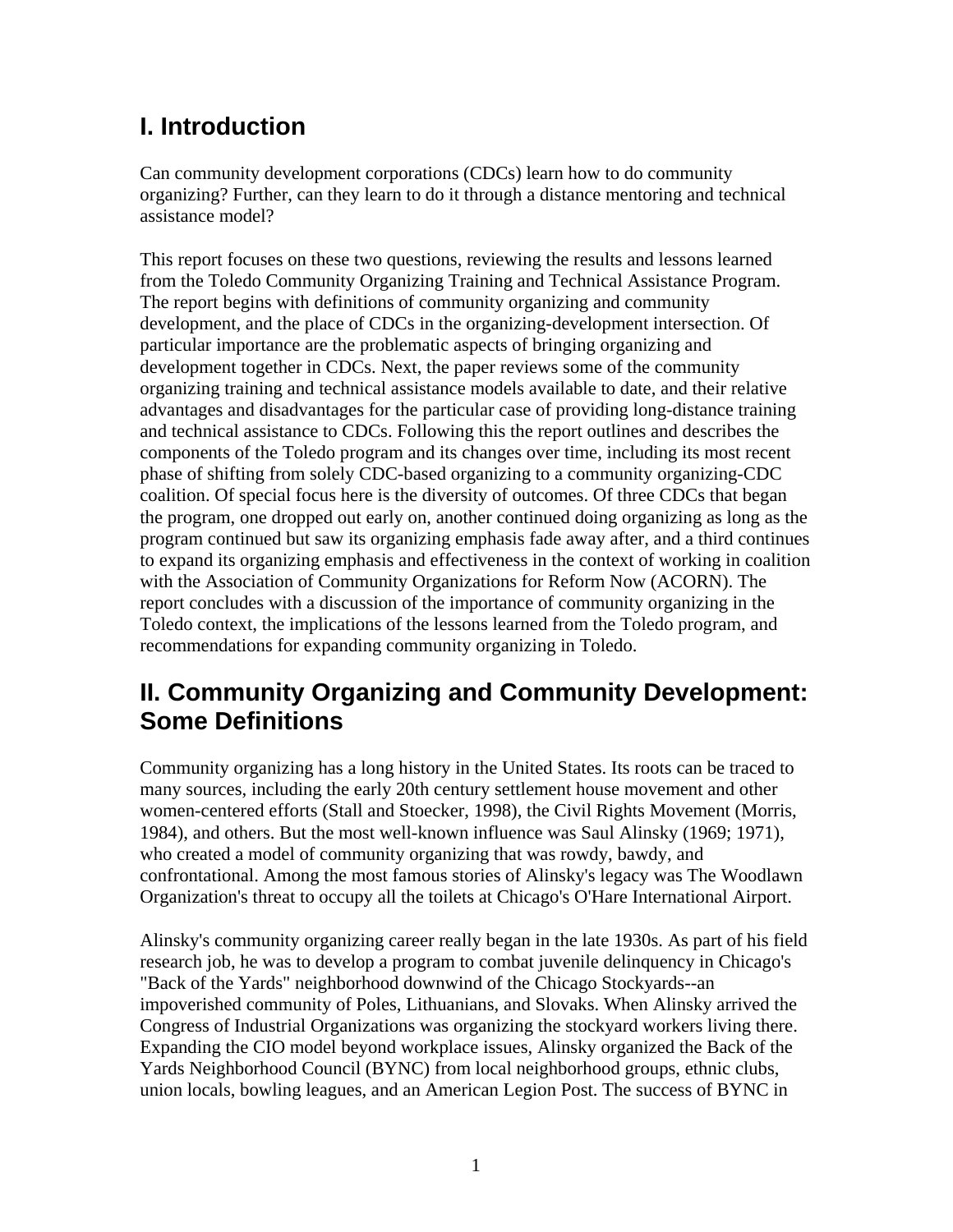## I. Introduction

Can community development corporations (CDCs) learn how to do community organizing? Further, can they learn to do it through a distance mentoring and technical assistance model?

This report focuses on these two questions, reviewing the results and lessons learned from the Toledo Community Organizing Training and Technical Assistance Program. The report begins with definitions of community organizing and community development, and the place of CDCs in the organizing-development intersection. Of particular importance are the problematic aspects of bringing organizing and development together in CDCs. Next, the paper reviews some of the community organizing training and technical assistance models available to date, and their relative advantages and disadvantages for the particular case of providing long-distance training and technical assistance to CDCs. Following this the report outlines and describes the components of the Toledo program and its changes over time, including its most recent phase of shifting from solely CDC-based organizing to a community organizing-CDC coalition. Of special focus here is the diversity of outcomes. Of three CDCs that began the program, one dropped out early on, another continued doing organizing as long as the program continued but saw its organizing emphasis fade away after, and a third continues to expand its organizing emphasis and effectiveness in the context of working in coalition with the Association of Community Organizations for Reform Now (ACORN). The report concludes with a discussion of the importance of community organizing in the Toledo context, the implications of the lessons learned from the Toledo program, and recommendations for expanding community organizing in Toledo.

## II. Community Organizing and Community Development: Some Definitions

Community organizing has a long history in the United States. Its roots can be traced to many sources, including the early 20th century settlement house movement and other women-centered efforts (Stall and Stoecker, 1998), the Civil Rights Movement (Morris, 1984), and others. But the most well-known influence was Saul Alinsky (1969; 1971), who created a model of community organizing that was rowdy, bawdy, and confrontational. Among the most famous stories of Alinsky's legacy was The Woodlawn Organization's threat to occupy all the toilets at Chicago's O'Hare International Airport.

Alinsky's community organizing career really began in the late 1930s. As part of his field research job, he was to develop a program to combat juvenile delinquency in Chicago's "Back of the Yards" neighborhood downwind of the Chicago Stockyards--an impoverished community of Poles, Lithuanians, and Slovaks. When Alinsky arrived the Congress of Industrial Organizations was organizing the stockyard workers living there. Expanding the CIO model beyond workplace issues, Alinsky organized the Back of the Yards Neighborhood Council (BYNC) from local neighborhood groups, ethnic clubs, union locals, bowling leagues, and an American Legion Post. The success of BYNC in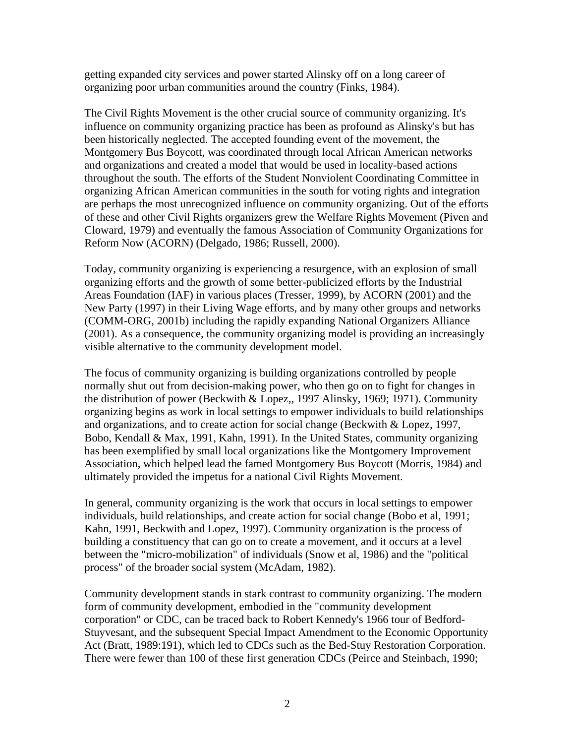getting expanded city services and power started Alinsky off on a long career of organizing poor urban communities around the country (Finks, 1984).

The Civil Rights Movement is the other crucial source of community organizing. It's influence on community organizing practice has been as profound as Alinsky's but has been historically neglected. The accepted founding event of the movement, the Montgomery Bus Boycott, was coordinated through local African American networks and organizations and created a model that would be used in locality-based actions throughout the south. The efforts of the Student Nonviolent Coordinating Committee in organizing African American communities in the south for voting rights and integration are perhaps the most unrecognized influence on community organizing. Out of the efforts of these and other Civil Rights organizers grew the Welfare Rights Movement (Piven and Cloward, 1979) and eventually the famous Association of Community Organizations for Reform Now (ACORN) (Delgado, 1986; Russell, 2000).

Today, community organizing is experiencing a resurgence, with an explosion of small organizing efforts and the growth of some better-publicized efforts by the Industrial Areas Foundation (IAF) in various places (Tresser, 1999), by ACORN (2001) and the New Party (1997) in their Living Wage efforts, and by many other groups and networks (COMM-ORG, 2001b) including the rapidly expanding National Organizers Alliance (2001). As a consequence, the community organizing model is providing an increasingly visible alternative to the community development model.

The focus of community organizing is building organizations controlled by people normally shut out from decision-making power, who then go on to fight for changes in the distribution of power (Beckwith & Lopez,, 1997 Alinsky, 1969; 1971). Community organizing begins as work in local settings to empower individuals to build relationships and organizations, and to create action for social change (Beckwith & Lopez, 1997, Bobo, Kendall & Max, 1991, Kahn, 1991). In the United States, community organizing has been exemplified by small local organizations like the Montgomery Improvement Association, which helped lead the famed Montgomery Bus Boycott (Morris, 1984) and ultimately provided the impetus for a national Civil Rights Movement.

In general, community organizing is the work that occurs in local settings to empower individuals, build relationships, and create action for social change (Bobo et al, 1991; Kahn, 1991, Beckwith and Lopez, 1997). Community organization is the process of building a constituency that can go on to create a movement, and it occurs at a level between the "micro-mobilization" of individuals (Snow et al, 1986) and the "political process" of the broader social system (McAdam, 1982).

Community development stands in stark contrast to community organizing. The modern form of community development, embodied in the "community development corporation" or CDC, can be traced back to Robert Kennedy's 1966 tour of Bedford-Stuyvesant, and the subsequent Special Impact Amendment to the Economic Opportunity Act (Bratt, 1989:191), which led to CDCs such as the Bed-Stuy Restoration Corporation. There were fewer than 100 of these first generation CDCs (Peirce and Steinbach, 1990;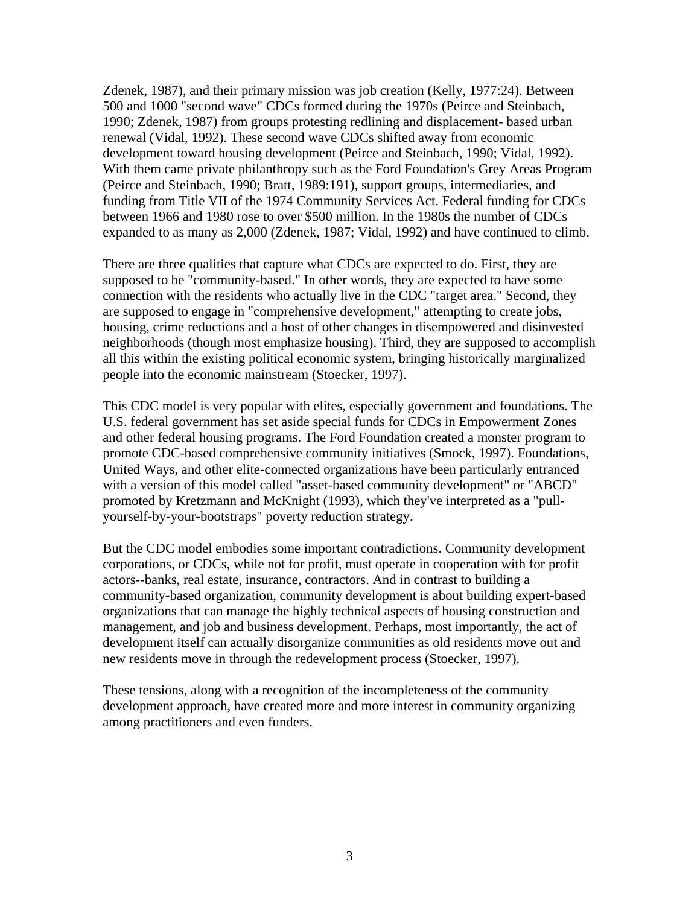Zdenek, 1987), and their primary mission was job creation (Kelly, 1977:24). Between 500 and 1000 "second wave" CDCs formed during the 1970s (Peirce and Steinbach, 1990; Zdenek, 1987) from groups protesting redlining and displacement- based urban renewal (Vidal, 1992). These second wave CDCs shifted away from economic development toward housing development (Peirce and Steinbach, 1990; Vidal, 1992). With them came private philanthropy such as the Ford Foundation's Grey Areas Program (Peirce and Steinbach, 1990; Bratt, 1989:191), support groups, intermediaries, and funding from Title VII of the 1974 Community Services Act. Federal funding for CDCs between 1966 and 1980 rose to over $500 million. In the 1980s the number of CDCs expanded to as many as 2,000 (Zdenek, 1987; Vidal, 1992) and have continued to climb.

There are three qualities that capture what CDCs are expected to do. First, they are supposed to be "community-based." In other words, they are expected to have some connection with the residents who actually live in the CDC "target area." Second, they are supposed to engage in "comprehensive development," attempting to create jobs, housing, crime reductions and a host of other changes in disempowered and disinvested neighborhoods (though most emphasize housing). Third, they are supposed to accomplish all this within the existing political economic system, bringing historically marginalized people into the economic mainstream (Stoecker, 1997).

This CDC model is very popular with elites, especially government and foundations. The U.S. federal government has set aside special funds for CDCs in Empowerment Zones and other federal housing programs. The Ford Foundation created a monster program to promote CDC-based comprehensive community initiatives (Smock, 1997). Foundations, United Ways, and other elite-connected organizations have been particularly entranced with a version of this model called "asset-based community development" or "ABCD" promoted by Kretzmann and McKnight (1993), which they've interpreted as a "pull-yourself-by-your-bootstraps" poverty reduction strategy.

But the CDC model embodies some important contradictions. Community development corporations, or CDCs, while not for profit, must operate in cooperation with for profit actors--banks, real estate, insurance, contractors. And in contrast to building a community-based organization, community development is about building expert-based organizations that can manage the highly technical aspects of housing construction and management, and job and business development. Perhaps, most importantly, the act of development itself can actually disorganize communities as old residents move out and new residents move in through the redevelopment process (Stoecker, 1997).

These tensions, along with a recognition of the incompleteness of the community development approach, have created more and more interest in community organizing among practitioners and even funders.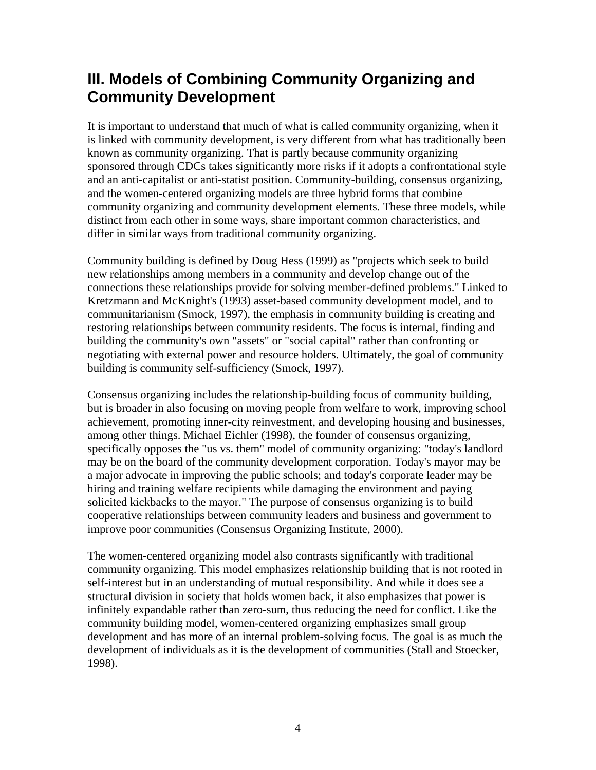## III. Models of Combining Community Organizing and Community Development

It is important to understand that much of what is called community organizing, when it is linked with community development, is very different from what has traditionally been known as community organizing. That is partly because community organizing sponsored through CDCs takes significantly more risks if it adopts a confrontational style and an anti-capitalist or anti-statist position. Community-building, consensus organizing, and the women-centered organizing models are three hybrid forms that combine community organizing and community development elements. These three models, while distinct from each other in some ways, share important common characteristics, and differ in similar ways from traditional community organizing.

Community building is defined by Doug Hess (1999) as "projects which seek to build new relationships among members in a community and develop change out of the connections these relationships provide for solving member-defined problems." Linked to Kretzmann and McKnight's (1993) asset-based community development model, and to communitarianism (Smock, 1997), the emphasis in community building is creating and restoring relationships between community residents. The focus is internal, finding and building the community's own "assets" or "social capital" rather than confronting or negotiating with external power and resource holders. Ultimately, the goal of community building is community self-sufficiency (Smock, 1997).

Consensus organizing includes the relationship-building focus of community building, but is broader in also focusing on moving people from welfare to work, improving school achievement, promoting inner-city reinvestment, and developing housing and businesses, among other things. Michael Eichler (1998), the founder of consensus organizing, specifically opposes the "us vs. them" model of community organizing: "today's landlord may be on the board of the community development corporation. Today's mayor may be a major advocate in improving the public schools; and today's corporate leader may be hiring and training welfare recipients while damaging the environment and paying solicited kickbacks to the mayor." The purpose of consensus organizing is to build cooperative relationships between community leaders and business and government to improve poor communities (Consensus Organizing Institute, 2000).

The women-centered organizing model also contrasts significantly with traditional community organizing. This model emphasizes relationship building that is not rooted in self-interest but in an understanding of mutual responsibility. And while it does see a structural division in society that holds women back, it also emphasizes that power is infinitely expandable rather than zero-sum, thus reducing the need for conflict. Like the community building model, women-centered organizing emphasizes small group development and has more of an internal problem-solving focus. The goal is as much the development of individuals as it is the development of communities (Stall and Stoecker, 1998).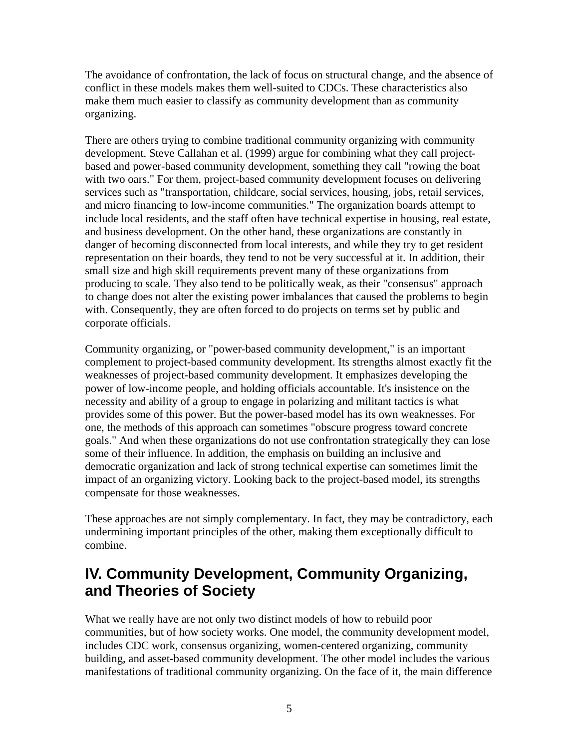The avoidance of confrontation, the lack of focus on structural change, and the absence of conflict in these models makes them well-suited to CDCs. These characteristics also make them much easier to classify as community development than as community organizing.

There are others trying to combine traditional community organizing with community development. Steve Callahan et al. (1999) argue for combining what they call project-based and power-based community development, something they call "rowing the boat with two oars." For them, project-based community development focuses on delivering services such as "transportation, childcare, social services, housing, jobs, retail services, and micro financing to low-income communities." The organization boards attempt to include local residents, and the staff often have technical expertise in housing, real estate, and business development. On the other hand, these organizations are constantly in danger of becoming disconnected from local interests, and while they try to get resident representation on their boards, they tend to not be very successful at it. In addition, their small size and high skill requirements prevent many of these organizations from producing to scale. They also tend to be politically weak, as their "consensus" approach to change does not alter the existing power imbalances that caused the problems to begin with. Consequently, they are often forced to do projects on terms set by public and corporate officials.

Community organizing, or "power-based community development," is an important complement to project-based community development. Its strengths almost exactly fit the weaknesses of project-based community development. It emphasizes developing the power of low-income people, and holding officials accountable. It's insistence on the necessity and ability of a group to engage in polarizing and militant tactics is what provides some of this power. But the power-based model has its own weaknesses. For one, the methods of this approach can sometimes "obscure progress toward concrete goals." And when these organizations do not use confrontation strategically they can lose some of their influence. In addition, the emphasis on building an inclusive and democratic organization and lack of strong technical expertise can sometimes limit the impact of an organizing victory. Looking back to the project-based model, its strengths compensate for those weaknesses.

These approaches are not simply complementary. In fact, they may be contradictory, each undermining important principles of the other, making them exceptionally difficult to combine.

## IV. Community Development, Community Organizing, and Theories of Society

What we really have are not only two distinct models of how to rebuild poor communities, but of how society works. One model, the community development model, includes CDC work, consensus organizing, women-centered organizing, community building, and asset-based community development. The other model includes the various manifestations of traditional community organizing. On the face of it, the main difference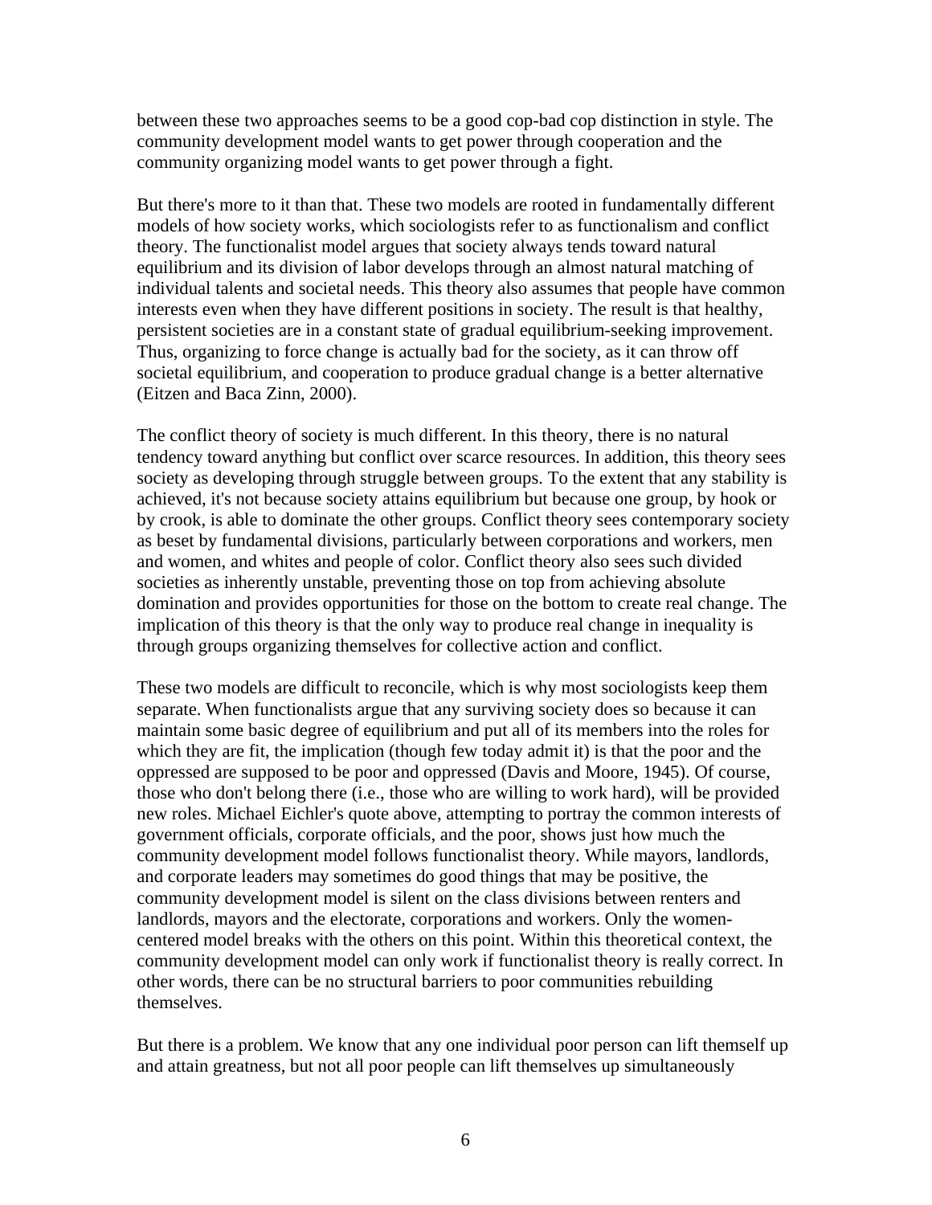between these two approaches seems to be a good cop-bad cop distinction in style. The community development model wants to get power through cooperation and the community organizing model wants to get power through a fight.

But there's more to it than that. These two models are rooted in fundamentally different models of how society works, which sociologists refer to as functionalism and conflict theory. The functionalist model argues that society always tends toward natural equilibrium and its division of labor develops through an almost natural matching of individual talents and societal needs. This theory also assumes that people have common interests even when they have different positions in society. The result is that healthy, persistent societies are in a constant state of gradual equilibrium-seeking improvement. Thus, organizing to force change is actually bad for the society, as it can throw off societal equilibrium, and cooperation to produce gradual change is a better alternative (Eitzen and Baca Zinn, 2000).

The conflict theory of society is much different. In this theory, there is no natural tendency toward anything but conflict over scarce resources. In addition, this theory sees society as developing through struggle between groups. To the extent that any stability is achieved, it's not because society attains equilibrium but because one group, by hook or by crook, is able to dominate the other groups. Conflict theory sees contemporary society as beset by fundamental divisions, particularly between corporations and workers, men and women, and whites and people of color. Conflict theory also sees such divided societies as inherently unstable, preventing those on top from achieving absolute domination and provides opportunities for those on the bottom to create real change. The implication of this theory is that the only way to produce real change in inequality is through groups organizing themselves for collective action and conflict.

These two models are difficult to reconcile, which is why most sociologists keep them separate. When functionalists argue that any surviving society does so because it can maintain some basic degree of equilibrium and put all of its members into the roles for which they are fit, the implication (though few today admit it) is that the poor and the oppressed are supposed to be poor and oppressed (Davis and Moore, 1945). Of course, those who don't belong there (i.e., those who are willing to work hard), will be provided new roles. Michael Eichler's quote above, attempting to portray the common interests of government officials, corporate officials, and the poor, shows just how much the community development model follows functionalist theory. While mayors, landlords, and corporate leaders may sometimes do good things that may be positive, the community development model is silent on the class divisions between renters and landlords, mayors and the electorate, corporations and workers. Only the women-centered model breaks with the others on this point. Within this theoretical context, the community development model can only work if functionalist theory is really correct. In other words, there can be no structural barriers to poor communities rebuilding themselves.

But there is a problem. We know that any one individual poor person can lift themself up and attain greatness, but not all poor people can lift themselves up simultaneously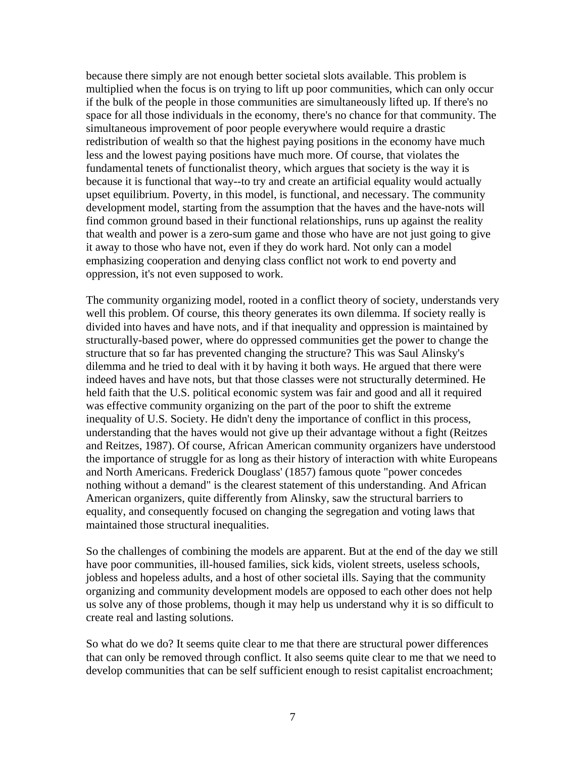because there simply are not enough better societal slots available. This problem is multiplied when the focus is on trying to lift up poor communities, which can only occur if the bulk of the people in those communities are simultaneously lifted up. If there's no space for all those individuals in the economy, there's no chance for that community. The simultaneous improvement of poor people everywhere would require a drastic redistribution of wealth so that the highest paying positions in the economy have much less and the lowest paying positions have much more. Of course, that violates the fundamental tenets of functionalist theory, which argues that society is the way it is because it is functional that way--to try and create an artificial equality would actually upset equilibrium. Poverty, in this model, is functional, and necessary. The community development model, starting from the assumption that the haves and the have-nots will find common ground based in their functional relationships, runs up against the reality that wealth and power is a zero-sum game and those who have are not just going to give it away to those who have not, even if they do work hard. Not only can a model emphasizing cooperation and denying class conflict not work to end poverty and oppression, it's not even supposed to work.

The community organizing model, rooted in a conflict theory of society, understands very well this problem. Of course, this theory generates its own dilemma. If society really is divided into haves and have nots, and if that inequality and oppression is maintained by structurally-based power, where do oppressed communities get the power to change the structure that so far has prevented changing the structure? This was Saul Alinsky's dilemma and he tried to deal with it by having it both ways. He argued that there were indeed haves and have nots, but that those classes were not structurally determined. He held faith that the U.S. political economic system was fair and good and all it required was effective community organizing on the part of the poor to shift the extreme inequality of U.S. Society. He didn't deny the importance of conflict in this process, understanding that the haves would not give up their advantage without a fight (Reitzes and Reitzes, 1987). Of course, African American community organizers have understood the importance of struggle for as long as their history of interaction with white Europeans and North Americans. Frederick Douglass' (1857) famous quote "power concedes nothing without a demand" is the clearest statement of this understanding. And African American organizers, quite differently from Alinsky, saw the structural barriers to equality, and consequently focused on changing the segregation and voting laws that maintained those structural inequalities.

So the challenges of combining the models are apparent. But at the end of the day we still have poor communities, ill-housed families, sick kids, violent streets, useless schools, jobless and hopeless adults, and a host of other societal ills. Saying that the community organizing and community development models are opposed to each other does not help us solve any of those problems, though it may help us understand why it is so difficult to create real and lasting solutions.

So what do we do? It seems quite clear to me that there are structural power differences that can only be removed through conflict. It also seems quite clear to me that we need to develop communities that can be self sufficient enough to resist capitalist encroachment;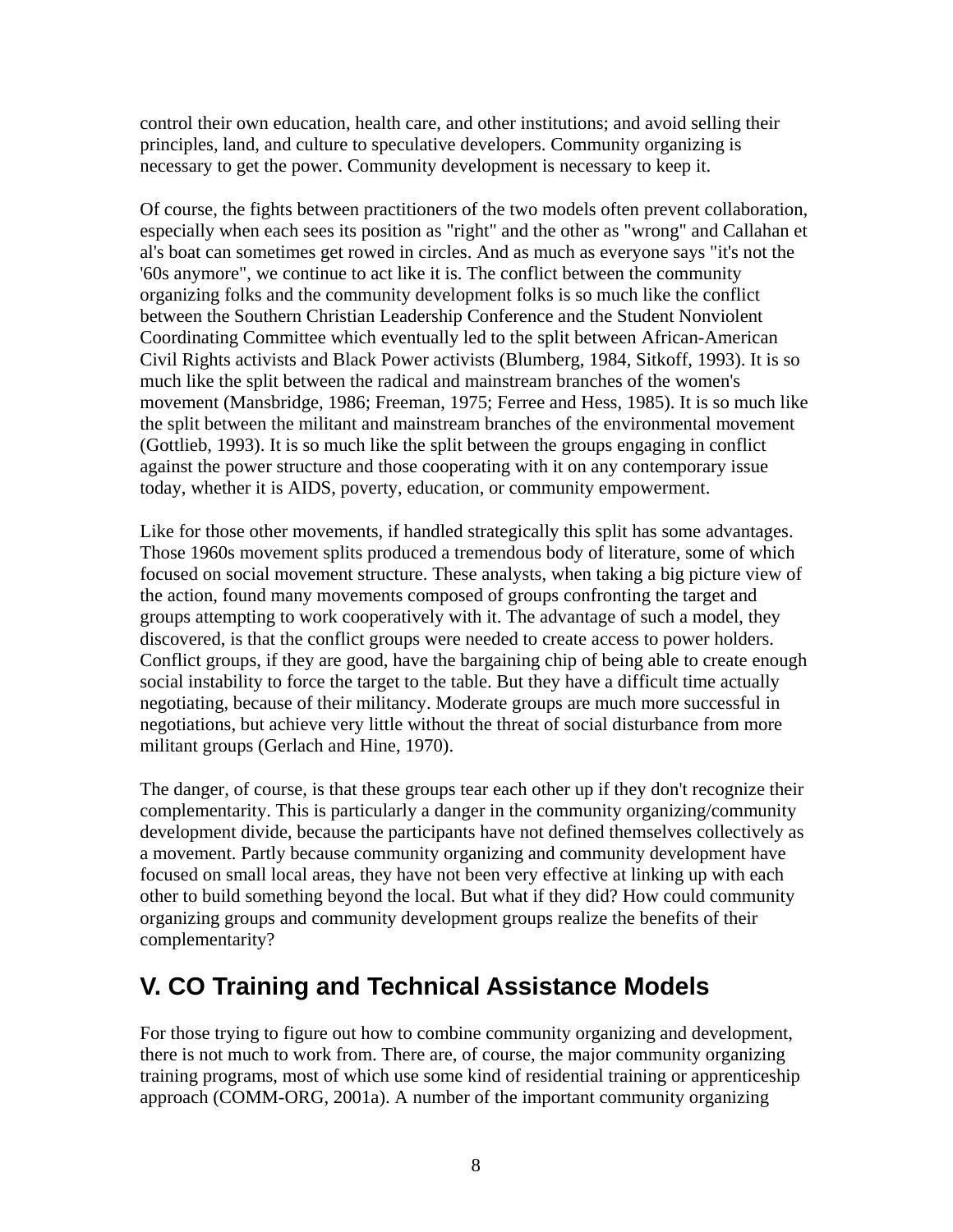control their own education, health care, and other institutions; and avoid selling their principles, land, and culture to speculative developers. Community organizing is necessary to get the power. Community development is necessary to keep it.

Of course, the fights between practitioners of the two models often prevent collaboration, especially when each sees its position as "right" and the other as "wrong" and Callahan et al's boat can sometimes get rowed in circles. And as much as everyone says "it's not the '60s anymore", we continue to act like it is. The conflict between the community organizing folks and the community development folks is so much like the conflict between the Southern Christian Leadership Conference and the Student Nonviolent Coordinating Committee which eventually led to the split between African-American Civil Rights activists and Black Power activists (Blumberg, 1984, Sitkoff, 1993). It is so much like the split between the radical and mainstream branches of the women's movement (Mansbridge, 1986; Freeman, 1975; Ferree and Hess, 1985). It is so much like the split between the militant and mainstream branches of the environmental movement (Gottlieb, 1993). It is so much like the split between the groups engaging in conflict against the power structure and those cooperating with it on any contemporary issue today, whether it is AIDS, poverty, education, or community empowerment.

Like for those other movements, if handled strategically this split has some advantages. Those 1960s movement splits produced a tremendous body of literature, some of which focused on social movement structure. These analysts, when taking a big picture view of the action, found many movements composed of groups confronting the target and groups attempting to work cooperatively with it. The advantage of such a model, they discovered, is that the conflict groups were needed to create access to power holders. Conflict groups, if they are good, have the bargaining chip of being able to create enough social instability to force the target to the table. But they have a difficult time actually negotiating, because of their militancy. Moderate groups are much more successful in negotiations, but achieve very little without the threat of social disturbance from more militant groups (Gerlach and Hine, 1970).

The danger, of course, is that these groups tear each other up if they don't recognize their complementarity. This is particularly a danger in the community organizing/community development divide, because the participants have not defined themselves collectively as a movement. Partly because community organizing and community development have focused on small local areas, they have not been very effective at linking up with each other to build something beyond the local. But what if they did? How could community organizing groups and community development groups realize the benefits of their complementarity?

## V. CO Training and Technical Assistance Models

For those trying to figure out how to combine community organizing and development, there is not much to work from. There are, of course, the major community organizing training programs, most of which use some kind of residential training or apprenticeship approach (COMM-ORG, 2001a). A number of the important community organizing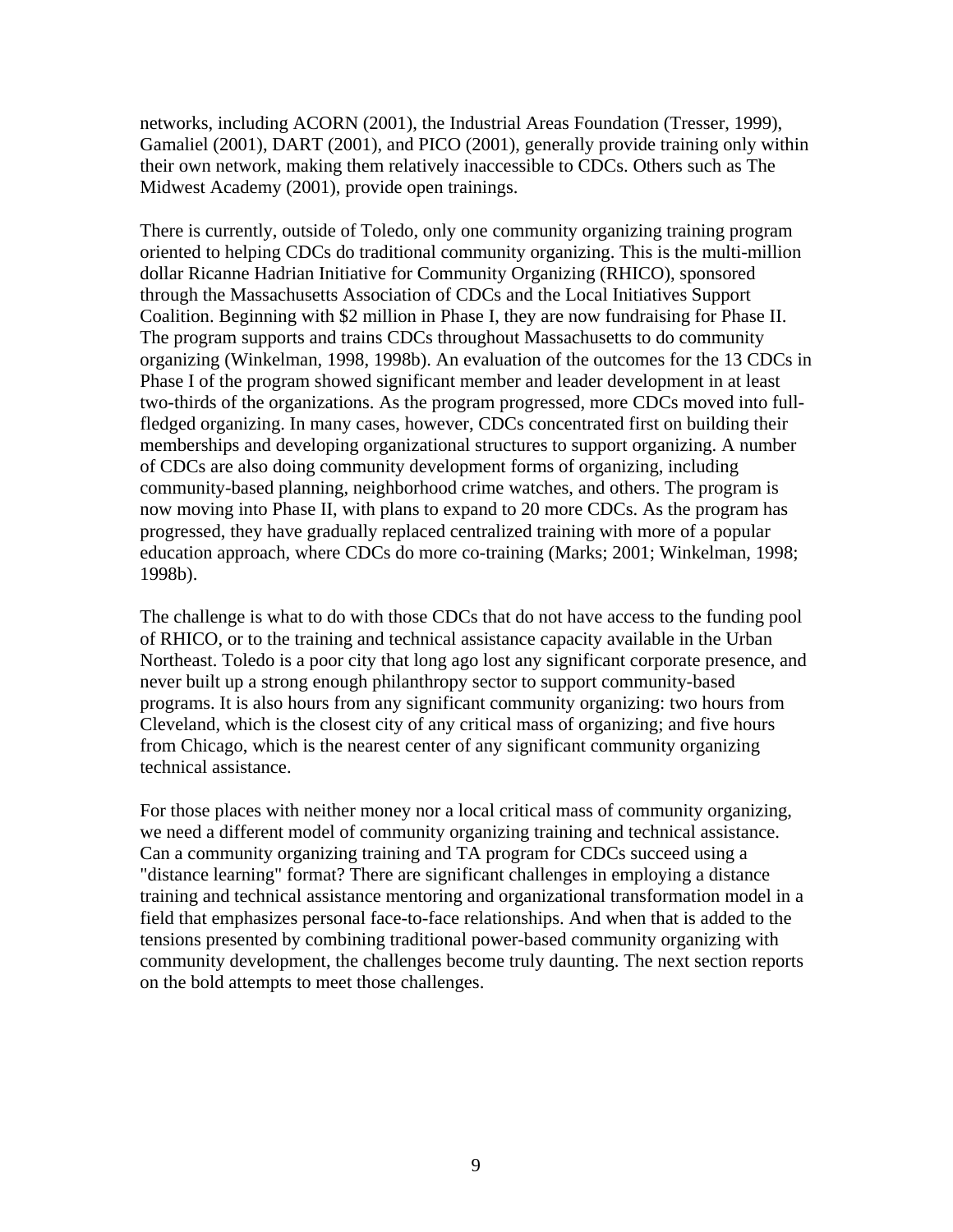networks, including ACORN (2001), the Industrial Areas Foundation (Tresser, 1999), Gamaliel (2001), DART (2001), and PICO (2001), generally provide training only within their own network, making them relatively inaccessible to CDCs. Others such as The Midwest Academy (2001), provide open trainings.

There is currently, outside of Toledo, only one community organizing training program oriented to helping CDCs do traditional community organizing. This is the multi-million dollar Ricanne Hadrian Initiative for Community Organizing (RHICO), sponsored through the Massachusetts Association of CDCs and the Local Initiatives Support Coalition. Beginning with $2 million in Phase I, they are now fundraising for Phase II. The program supports and trains CDCs throughout Massachusetts to do community organizing (Winkelman, 1998, 1998b). An evaluation of the outcomes for the 13 CDCs in Phase I of the program showed significant member and leader development in at least two-thirds of the organizations. As the program progressed, more CDCs moved into full-fledged organizing. In many cases, however, CDCs concentrated first on building their memberships and developing organizational structures to support organizing. A number of CDCs are also doing community development forms of organizing, including community-based planning, neighborhood crime watches, and others. The program is now moving into Phase II, with plans to expand to 20 more CDCs. As the program has progressed, they have gradually replaced centralized training with more of a popular education approach, where CDCs do more co-training (Marks; 2001; Winkelman, 1998; 1998b).

The challenge is what to do with those CDCs that do not have access to the funding pool of RHICO, or to the training and technical assistance capacity available in the Urban Northeast. Toledo is a poor city that long ago lost any significant corporate presence, and never built up a strong enough philanthropy sector to support community-based programs. It is also hours from any significant community organizing: two hours from Cleveland, which is the closest city of any critical mass of organizing; and five hours from Chicago, which is the nearest center of any significant community organizing technical assistance.

For those places with neither money nor a local critical mass of community organizing, we need a different model of community organizing training and technical assistance. Can a community organizing training and TA program for CDCs succeed using a "distance learning" format? There are significant challenges in employing a distance training and technical assistance mentoring and organizational transformation model in a field that emphasizes personal face-to-face relationships. And when that is added to the tensions presented by combining traditional power-based community organizing with community development, the challenges become truly daunting. The next section reports on the bold attempts to meet those challenges.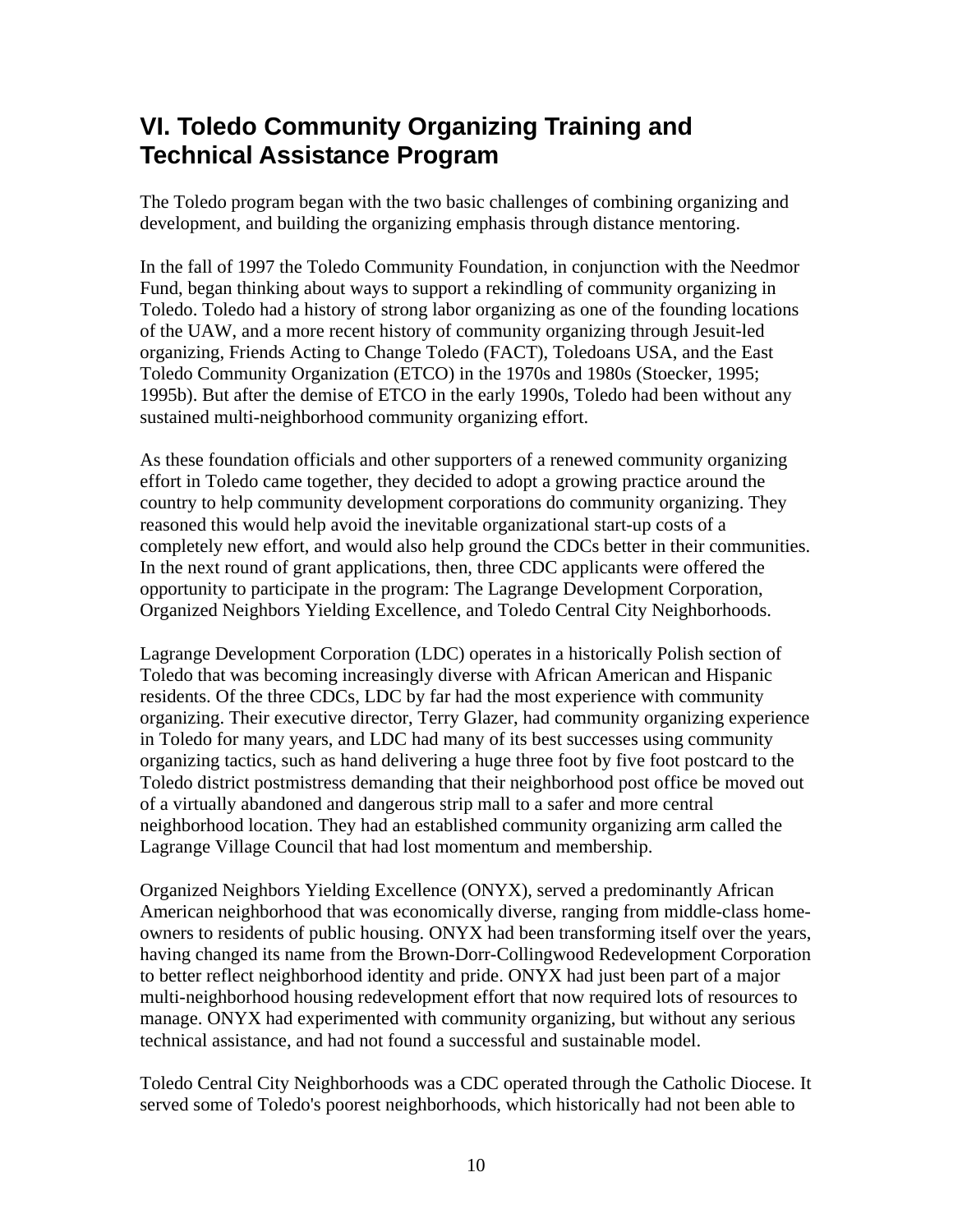## VI. Toledo Community Organizing Training and Technical Assistance Program

The Toledo program began with the two basic challenges of combining organizing and development, and building the organizing emphasis through distance mentoring.

In the fall of 1997 the Toledo Community Foundation, in conjunction with the Needmor Fund, began thinking about ways to support a rekindling of community organizing in Toledo. Toledo had a history of strong labor organizing as one of the founding locations of the UAW, and a more recent history of community organizing through Jesuit-led organizing, Friends Acting to Change Toledo (FACT), Toledoans USA, and the East Toledo Community Organization (ETCO) in the 1970s and 1980s (Stoecker, 1995; 1995b). But after the demise of ETCO in the early 1990s, Toledo had been without any sustained multi-neighborhood community organizing effort.

As these foundation officials and other supporters of a renewed community organizing effort in Toledo came together, they decided to adopt a growing practice around the country to help community development corporations do community organizing. They reasoned this would help avoid the inevitable organizational start-up costs of a completely new effort, and would also help ground the CDCs better in their communities. In the next round of grant applications, then, three CDC applicants were offered the opportunity to participate in the program: The Lagrange Development Corporation, Organized Neighbors Yielding Excellence, and Toledo Central City Neighborhoods.

Lagrange Development Corporation (LDC) operates in a historically Polish section of Toledo that was becoming increasingly diverse with African American and Hispanic residents. Of the three CDCs, LDC by far had the most experience with community organizing. Their executive director, Terry Glazer, had community organizing experience in Toledo for many years, and LDC had many of its best successes using community organizing tactics, such as hand delivering a huge three foot by five foot postcard to the Toledo district postmistress demanding that their neighborhood post office be moved out of a virtually abandoned and dangerous strip mall to a safer and more central neighborhood location. They had an established community organizing arm called the Lagrange Village Council that had lost momentum and membership.

Organized Neighbors Yielding Excellence (ONYX), served a predominantly African American neighborhood that was economically diverse, ranging from middle-class home-owners to residents of public housing. ONYX had been transforming itself over the years, having changed its name from the Brown-Dorr-Collingwood Redevelopment Corporation to better reflect neighborhood identity and pride. ONYX had just been part of a major multi-neighborhood housing redevelopment effort that now required lots of resources to manage. ONYX had experimented with community organizing, but without any serious technical assistance, and had not found a successful and sustainable model.

Toledo Central City Neighborhoods was a CDC operated through the Catholic Diocese. It served some of Toledo's poorest neighborhoods, which historically had not been able to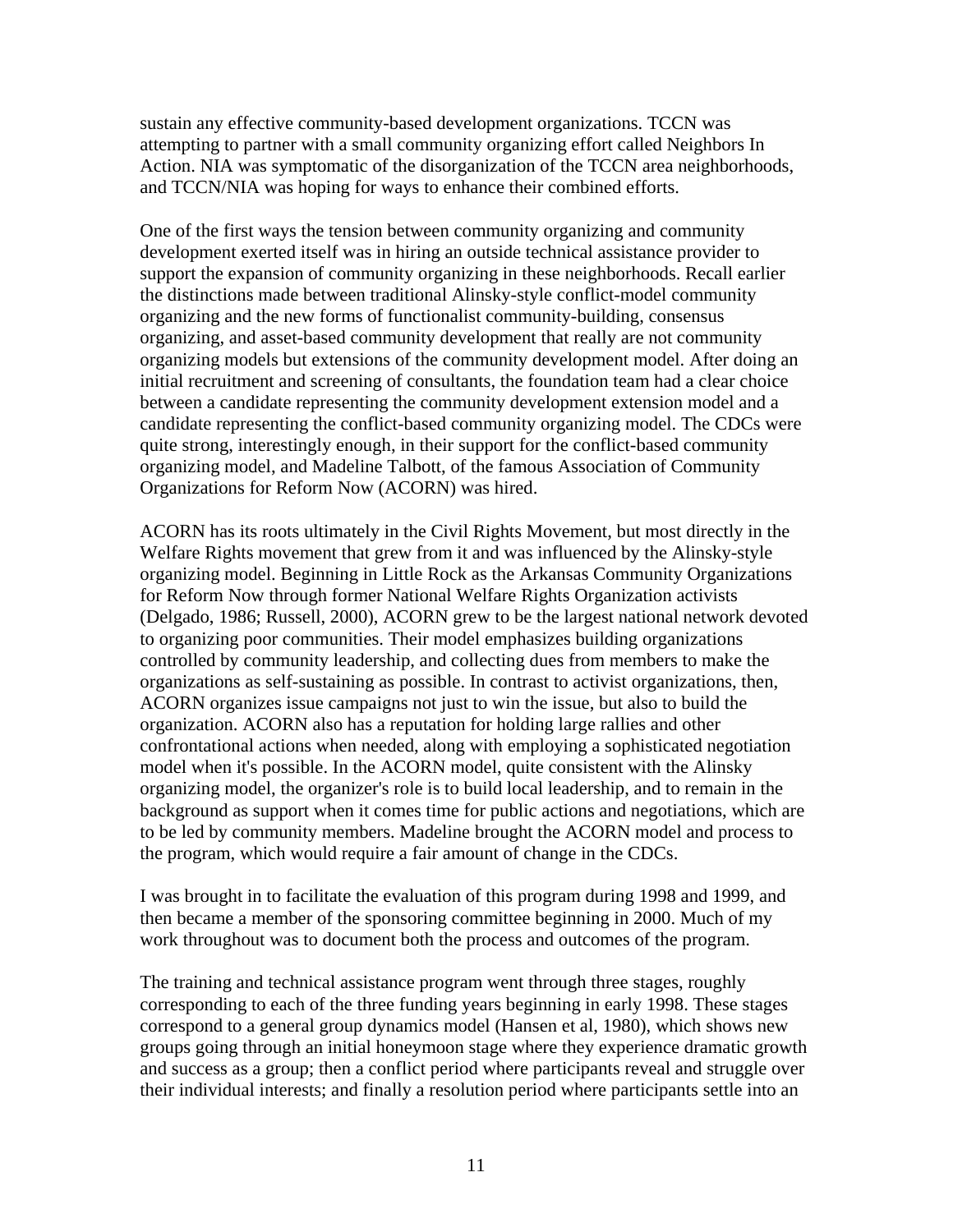sustain any effective community-based development organizations. TCCN was attempting to partner with a small community organizing effort called Neighbors In Action. NIA was symptomatic of the disorganization of the TCCN area neighborhoods, and TCCN/NIA was hoping for ways to enhance their combined efforts.

One of the first ways the tension between community organizing and community development exerted itself was in hiring an outside technical assistance provider to support the expansion of community organizing in these neighborhoods. Recall earlier the distinctions made between traditional Alinsky-style conflict-model community organizing and the new forms of functionalist community-building, consensus organizing, and asset-based community development that really are not community organizing models but extensions of the community development model. After doing an initial recruitment and screening of consultants, the foundation team had a clear choice between a candidate representing the community development extension model and a candidate representing the conflict-based community organizing model. The CDCs were quite strong, interestingly enough, in their support for the conflict-based community organizing model, and Madeline Talbott, of the famous Association of Community Organizations for Reform Now (ACORN) was hired.

ACORN has its roots ultimately in the Civil Rights Movement, but most directly in the Welfare Rights movement that grew from it and was influenced by the Alinsky-style organizing model. Beginning in Little Rock as the Arkansas Community Organizations for Reform Now through former National Welfare Rights Organization activists (Delgado, 1986; Russell, 2000), ACORN grew to be the largest national network devoted to organizing poor communities. Their model emphasizes building organizations controlled by community leadership, and collecting dues from members to make the organizations as self-sustaining as possible. In contrast to activist organizations, then, ACORN organizes issue campaigns not just to win the issue, but also to build the organization. ACORN also has a reputation for holding large rallies and other confrontational actions when needed, along with employing a sophisticated negotiation model when it's possible. In the ACORN model, quite consistent with the Alinsky organizing model, the organizer's role is to build local leadership, and to remain in the background as support when it comes time for public actions and negotiations, which are to be led by community members. Madeline brought the ACORN model and process to the program, which would require a fair amount of change in the CDCs.

I was brought in to facilitate the evaluation of this program during 1998 and 1999, and then became a member of the sponsoring committee beginning in 2000. Much of my work throughout was to document both the process and outcomes of the program.

The training and technical assistance program went through three stages, roughly corresponding to each of the three funding years beginning in early 1998. These stages correspond to a general group dynamics model (Hansen et al, 1980), which shows new groups going through an initial honeymoon stage where they experience dramatic growth and success as a group; then a conflict period where participants reveal and struggle over their individual interests; and finally a resolution period where participants settle into an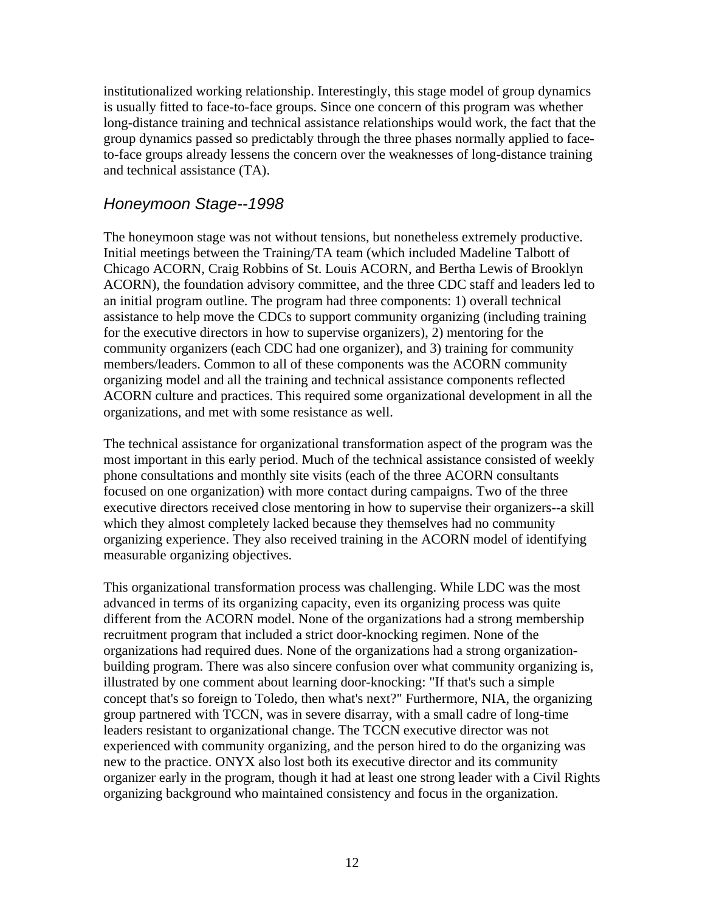institutionalized working relationship. Interestingly, this stage model of group dynamics is usually fitted to face-to-face groups. Since one concern of this program was whether long-distance training and technical assistance relationships would work, the fact that the group dynamics passed so predictably through the three phases normally applied to face-to-face groups already lessens the concern over the weaknesses of long-distance training and technical assistance (TA).

## *Honeymoon Stage--1998*

The honeymoon stage was not without tensions, but nonetheless extremely productive. Initial meetings between the Training/TA team (which included Madeline Talbott of Chicago ACORN, Craig Robbins of St. Louis ACORN, and Bertha Lewis of Brooklyn ACORN), the foundation advisory committee, and the three CDC staff and leaders led to an initial program outline. The program had three components: 1) overall technical assistance to help move the CDCs to support community organizing (including training for the executive directors in how to supervise organizers), 2) mentoring for the community organizers (each CDC had one organizer), and 3) training for community members/leaders. Common to all of these components was the ACORN community organizing model and all the training and technical assistance components reflected ACORN culture and practices. This required some organizational development in all the organizations, and met with some resistance as well.

The technical assistance for organizational transformation aspect of the program was the most important in this early period. Much of the technical assistance consisted of weekly phone consultations and monthly site visits (each of the three ACORN consultants focused on one organization) with more contact during campaigns. Two of the three executive directors received close mentoring in how to supervise their organizers--a skill which they almost completely lacked because they themselves had no community organizing experience. They also received training in the ACORN model of identifying measurable organizing objectives.

This organizational transformation process was challenging. While LDC was the most advanced in terms of its organizing capacity, even its organizing process was quite different from the ACORN model. None of the organizations had a strong membership recruitment program that included a strict door-knocking regimen. None of the organizations had required dues. None of the organizations had a strong organization-building program. There was also sincere confusion over what community organizing is, illustrated by one comment about learning door-knocking: "If that's such a simple concept that's so foreign to Toledo, then what's next?" Furthermore, NIA, the organizing group partnered with TCCN, was in severe disarray, with a small cadre of long-time leaders resistant to organizational change. The TCCN executive director was not experienced with community organizing, and the person hired to do the organizing was new to the practice. ONYX also lost both its executive director and its community organizer early in the program, though it had at least one strong leader with a Civil Rights organizing background who maintained consistency and focus in the organization.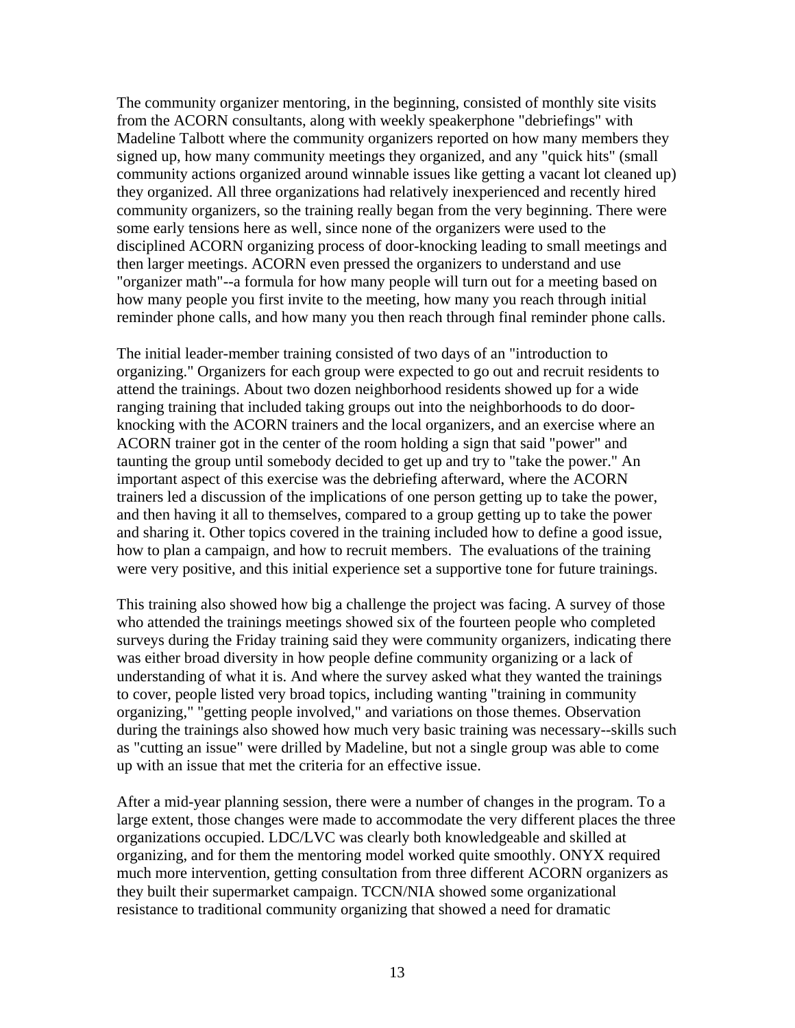The community organizer mentoring, in the beginning, consisted of monthly site visits from the ACORN consultants, along with weekly speakerphone "debriefings" with Madeline Talbott where the community organizers reported on how many members they signed up, how many community meetings they organized, and any "quick hits" (small community actions organized around winnable issues like getting a vacant lot cleaned up) they organized. All three organizations had relatively inexperienced and recently hired community organizers, so the training really began from the very beginning. There were some early tensions here as well, since none of the organizers were used to the disciplined ACORN organizing process of door-knocking leading to small meetings and then larger meetings. ACORN even pressed the organizers to understand and use "organizer math"--a formula for how many people will turn out for a meeting based on how many people you first invite to the meeting, how many you reach through initial reminder phone calls, and how many you then reach through final reminder phone calls.

The initial leader-member training consisted of two days of an "introduction to organizing." Organizers for each group were expected to go out and recruit residents to attend the trainings. About two dozen neighborhood residents showed up for a wide ranging training that included taking groups out into the neighborhoods to do door-knocking with the ACORN trainers and the local organizers, and an exercise where an ACORN trainer got in the center of the room holding a sign that said "power" and taunting the group until somebody decided to get up and try to "take the power." An important aspect of this exercise was the debriefing afterward, where the ACORN trainers led a discussion of the implications of one person getting up to take the power, and then having it all to themselves, compared to a group getting up to take the power and sharing it. Other topics covered in the training included how to define a good issue, how to plan a campaign, and how to recruit members. The evaluations of the training were very positive, and this initial experience set a supportive tone for future trainings.

This training also showed how big a challenge the project was facing. A survey of those who attended the trainings meetings showed six of the fourteen people who completed surveys during the Friday training said they were community organizers, indicating there was either broad diversity in how people define community organizing or a lack of understanding of what it is. And where the survey asked what they wanted the trainings to cover, people listed very broad topics, including wanting "training in community organizing," "getting people involved," and variations on those themes. Observation during the trainings also showed how much very basic training was necessary--skills such as "cutting an issue" were drilled by Madeline, but not a single group was able to come up with an issue that met the criteria for an effective issue.

After a mid-year planning session, there were a number of changes in the program. To a large extent, those changes were made to accommodate the very different places the three organizations occupied. LDC/LVC was clearly both knowledgeable and skilled at organizing, and for them the mentoring model worked quite smoothly. ONYX required much more intervention, getting consultation from three different ACORN organizers as they built their supermarket campaign. TCCN/NIA showed some organizational resistance to traditional community organizing that showed a need for dramatic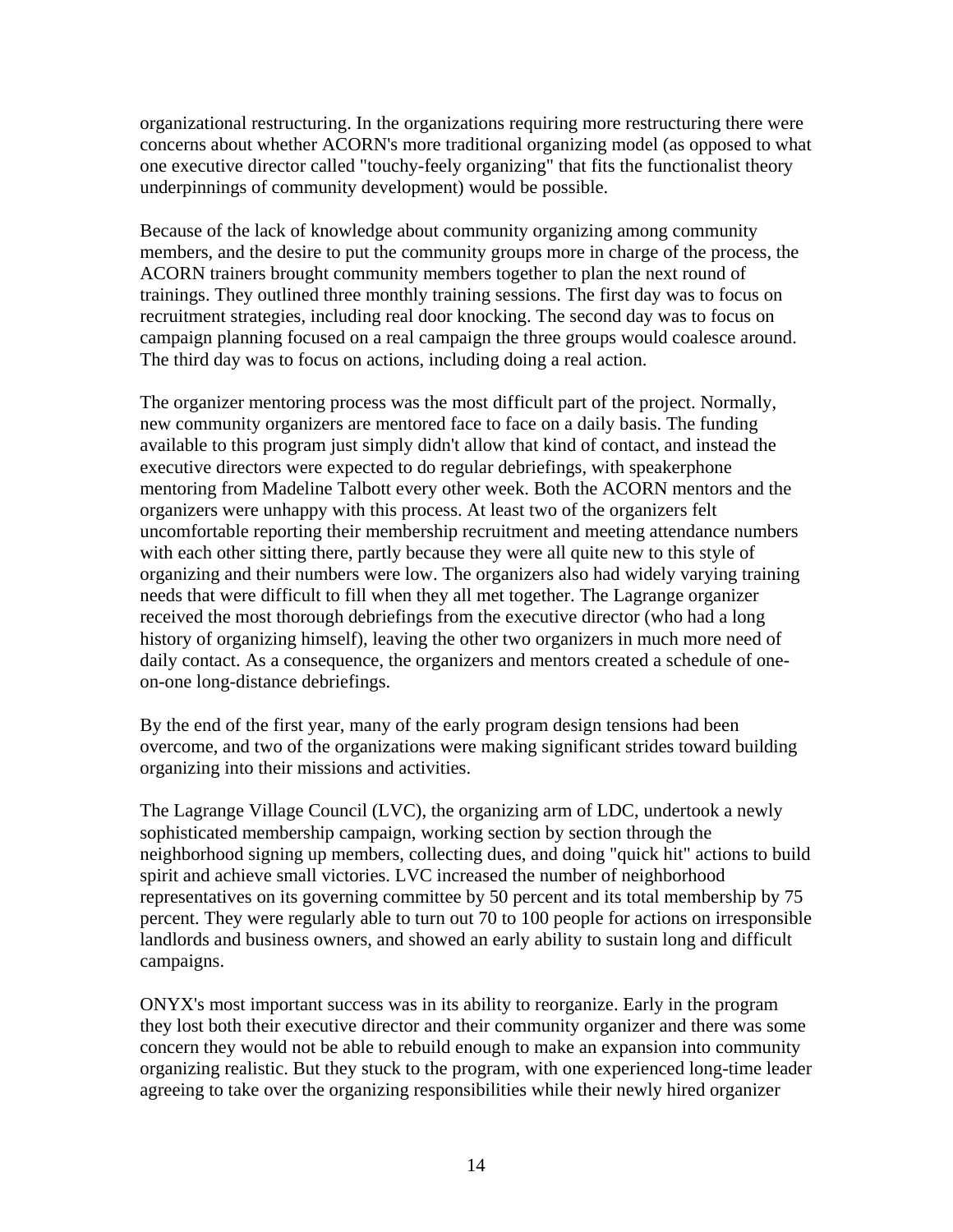organizational restructuring. In the organizations requiring more restructuring there were concerns about whether ACORN's more traditional organizing model (as opposed to what one executive director called "touchy-feely organizing" that fits the functionalist theory underpinnings of community development) would be possible.

Because of the lack of knowledge about community organizing among community members, and the desire to put the community groups more in charge of the process, the ACORN trainers brought community members together to plan the next round of trainings. They outlined three monthly training sessions. The first day was to focus on recruitment strategies, including real door knocking. The second day was to focus on campaign planning focused on a real campaign the three groups would coalesce around. The third day was to focus on actions, including doing a real action.

The organizer mentoring process was the most difficult part of the project. Normally, new community organizers are mentored face to face on a daily basis. The funding available to this program just simply didn't allow that kind of contact, and instead the executive directors were expected to do regular debriefings, with speakerphone mentoring from Madeline Talbott every other week. Both the ACORN mentors and the organizers were unhappy with this process. At least two of the organizers felt uncomfortable reporting their membership recruitment and meeting attendance numbers with each other sitting there, partly because they were all quite new to this style of organizing and their numbers were low. The organizers also had widely varying training needs that were difficult to fill when they all met together. The Lagrange organizer received the most thorough debriefings from the executive director (who had a long history of organizing himself), leaving the other two organizers in much more need of daily contact. As a consequence, the organizers and mentors created a schedule of one-on-one long-distance debriefings.

By the end of the first year, many of the early program design tensions had been overcome, and two of the organizations were making significant strides toward building organizing into their missions and activities.

The Lagrange Village Council (LVC), the organizing arm of LDC, undertook a newly sophisticated membership campaign, working section by section through the neighborhood signing up members, collecting dues, and doing "quick hit" actions to build spirit and achieve small victories. LVC increased the number of neighborhood representatives on its governing committee by 50 percent and its total membership by 75 percent. They were regularly able to turn out 70 to 100 people for actions on irresponsible landlords and business owners, and showed an early ability to sustain long and difficult campaigns.

ONYX's most important success was in its ability to reorganize. Early in the program they lost both their executive director and their community organizer and there was some concern they would not be able to rebuild enough to make an expansion into community organizing realistic. But they stuck to the program, with one experienced long-time leader agreeing to take over the organizing responsibilities while their newly hired organizer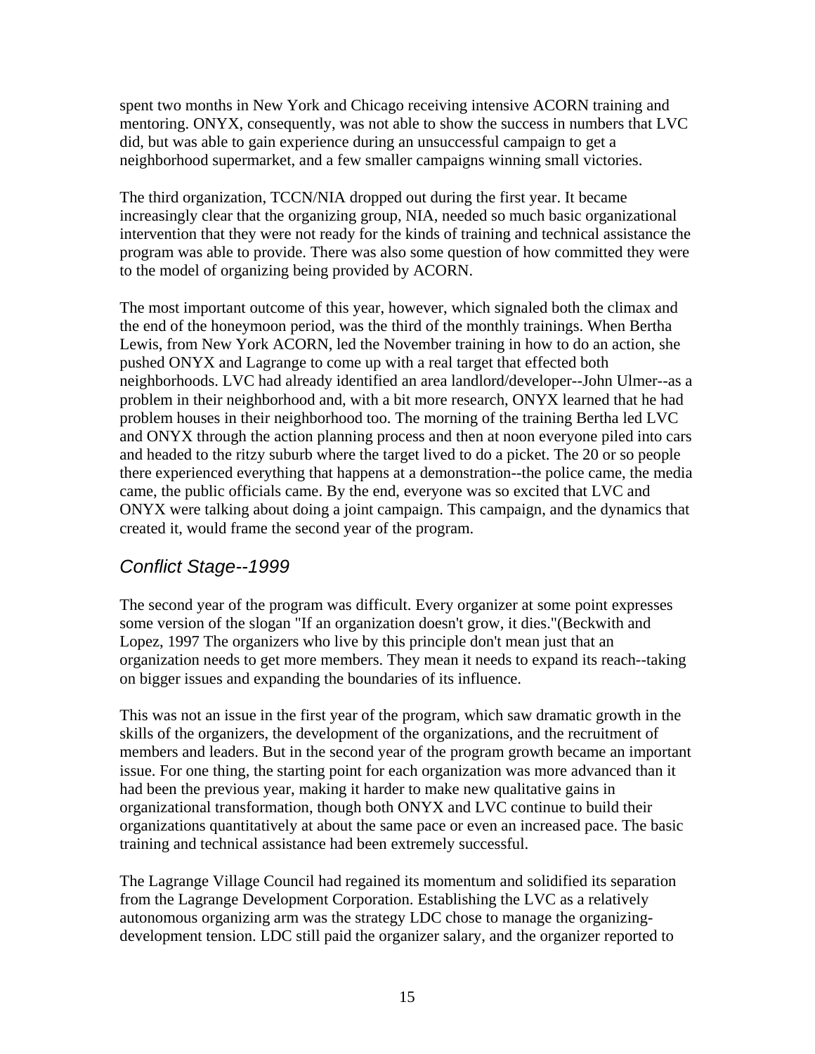spent two months in New York and Chicago receiving intensive ACORN training and mentoring. ONYX, consequently, was not able to show the success in numbers that LVC did, but was able to gain experience during an unsuccessful campaign to get a neighborhood supermarket, and a few smaller campaigns winning small victories.

The third organization, TCCN/NIA dropped out during the first year. It became increasingly clear that the organizing group, NIA, needed so much basic organizational intervention that they were not ready for the kinds of training and technical assistance the program was able to provide. There was also some question of how committed they were to the model of organizing being provided by ACORN.

The most important outcome of this year, however, which signaled both the climax and the end of the honeymoon period, was the third of the monthly trainings. When Bertha Lewis, from New York ACORN, led the November training in how to do an action, she pushed ONYX and Lagrange to come up with a real target that effected both neighborhoods. LVC had already identified an area landlord/developer--John Ulmer--as a problem in their neighborhood and, with a bit more research, ONYX learned that he had problem houses in their neighborhood too. The morning of the training Bertha led LVC and ONYX through the action planning process and then at noon everyone piled into cars and headed to the ritzy suburb where the target lived to do a picket. The 20 or so people there experienced everything that happens at a demonstration--the police came, the media came, the public officials came. By the end, everyone was so excited that LVC and ONYX were talking about doing a joint campaign. This campaign, and the dynamics that created it, would frame the second year of the program.

## *Conflict Stage--1999*

The second year of the program was difficult. Every organizer at some point expresses some version of the slogan "If an organization doesn't grow, it dies."(Beckwith and Lopez, 1997 The organizers who live by this principle don't mean just that an organization needs to get more members. They mean it needs to expand its reach--taking on bigger issues and expanding the boundaries of its influence.

This was not an issue in the first year of the program, which saw dramatic growth in the skills of the organizers, the development of the organizations, and the recruitment of members and leaders. But in the second year of the program growth became an important issue. For one thing, the starting point for each organization was more advanced than it had been the previous year, making it harder to make new qualitative gains in organizational transformation, though both ONYX and LVC continue to build their organizations quantitatively at about the same pace or even an increased pace. The basic training and technical assistance had been extremely successful.

The Lagrange Village Council had regained its momentum and solidified its separation from the Lagrange Development Corporation. Establishing the LVC as a relatively autonomous organizing arm was the strategy LDC chose to manage the organizing-development tension. LDC still paid the organizer salary, and the organizer reported to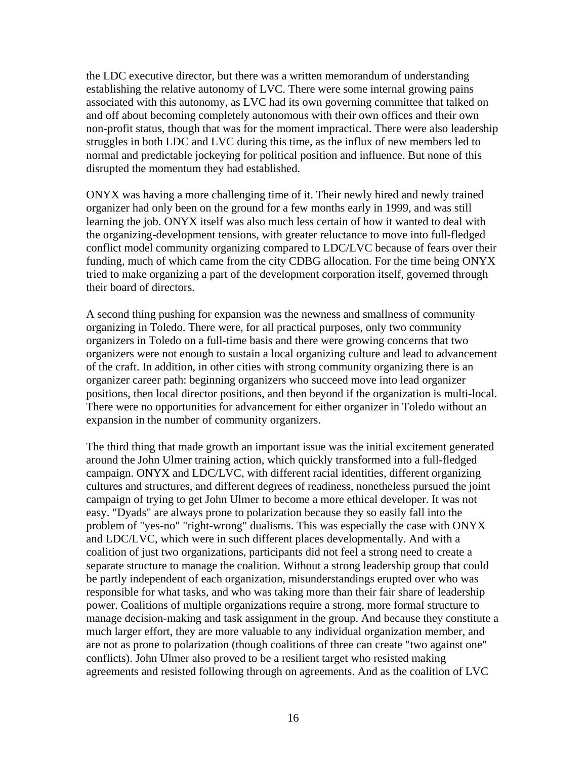the LDC executive director, but there was a written memorandum of understanding establishing the relative autonomy of LVC. There were some internal growing pains associated with this autonomy, as LVC had its own governing committee that talked on and off about becoming completely autonomous with their own offices and their own non-profit status, though that was for the moment impractical. There were also leadership struggles in both LDC and LVC during this time, as the influx of new members led to normal and predictable jockeying for political position and influence. But none of this disrupted the momentum they had established.

ONYX was having a more challenging time of it. Their newly hired and newly trained organizer had only been on the ground for a few months early in 1999, and was still learning the job. ONYX itself was also much less certain of how it wanted to deal with the organizing-development tensions, with greater reluctance to move into full-fledged conflict model community organizing compared to LDC/LVC because of fears over their funding, much of which came from the city CDBG allocation. For the time being ONYX tried to make organizing a part of the development corporation itself, governed through their board of directors.

A second thing pushing for expansion was the newness and smallness of community organizing in Toledo. There were, for all practical purposes, only two community organizers in Toledo on a full-time basis and there were growing concerns that two organizers were not enough to sustain a local organizing culture and lead to advancement of the craft. In addition, in other cities with strong community organizing there is an organizer career path: beginning organizers who succeed move into lead organizer positions, then local director positions, and then beyond if the organization is multi-local. There were no opportunities for advancement for either organizer in Toledo without an expansion in the number of community organizers.

The third thing that made growth an important issue was the initial excitement generated around the John Ulmer training action, which quickly transformed into a full-fledged campaign. ONYX and LDC/LVC, with different racial identities, different organizing cultures and structures, and different degrees of readiness, nonetheless pursued the joint campaign of trying to get John Ulmer to become a more ethical developer. It was not easy. "Dyads" are always prone to polarization because they so easily fall into the problem of "yes-no" "right-wrong" dualisms. This was especially the case with ONYX and LDC/LVC, which were in such different places developmentally. And with a coalition of just two organizations, participants did not feel a strong need to create a separate structure to manage the coalition. Without a strong leadership group that could be partly independent of each organization, misunderstandings erupted over who was responsible for what tasks, and who was taking more than their fair share of leadership power. Coalitions of multiple organizations require a strong, more formal structure to manage decision-making and task assignment in the group. And because they constitute a much larger effort, they are more valuable to any individual organization member, and are not as prone to polarization (though coalitions of three can create "two against one" conflicts). John Ulmer also proved to be a resilient target who resisted making agreements and resisted following through on agreements. And as the coalition of LVC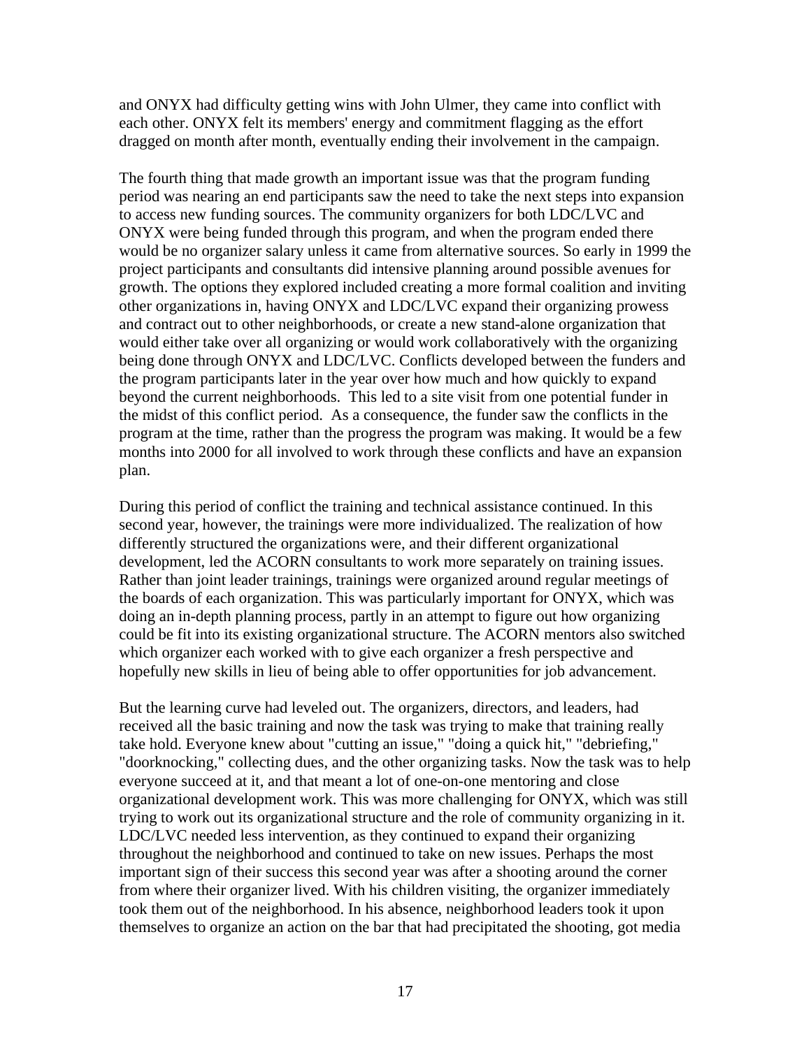and ONYX had difficulty getting wins with John Ulmer, they came into conflict with each other. ONYX felt its members' energy and commitment flagging as the effort dragged on month after month, eventually ending their involvement in the campaign.

The fourth thing that made growth an important issue was that the program funding period was nearing an end participants saw the need to take the next steps into expansion to access new funding sources. The community organizers for both LDC/LVC and ONYX were being funded through this program, and when the program ended there would be no organizer salary unless it came from alternative sources. So early in 1999 the project participants and consultants did intensive planning around possible avenues for growth. The options they explored included creating a more formal coalition and inviting other organizations in, having ONYX and LDC/LVC expand their organizing prowess and contract out to other neighborhoods, or create a new stand-alone organization that would either take over all organizing or would work collaboratively with the organizing being done through ONYX and LDC/LVC. Conflicts developed between the funders and the program participants later in the year over how much and how quickly to expand beyond the current neighborhoods. This led to a site visit from one potential funder in the midst of this conflict period. As a consequence, the funder saw the conflicts in the program at the time, rather than the progress the program was making. It would be a few months into 2000 for all involved to work through these conflicts and have an expansion plan.

During this period of conflict the training and technical assistance continued. In this second year, however, the trainings were more individualized. The realization of how differently structured the organizations were, and their different organizational development, led the ACORN consultants to work more separately on training issues. Rather than joint leader trainings, trainings were organized around regular meetings of the boards of each organization. This was particularly important for ONYX, which was doing an in-depth planning process, partly in an attempt to figure out how organizing could be fit into its existing organizational structure. The ACORN mentors also switched which organizer each worked with to give each organizer a fresh perspective and hopefully new skills in lieu of being able to offer opportunities for job advancement.

But the learning curve had leveled out. The organizers, directors, and leaders, had received all the basic training and now the task was trying to make that training really take hold. Everyone knew about "cutting an issue," "doing a quick hit," "debriefing," "doorknocking," collecting dues, and the other organizing tasks. Now the task was to help everyone succeed at it, and that meant a lot of one-on-one mentoring and close organizational development work. This was more challenging for ONYX, which was still trying to work out its organizational structure and the role of community organizing in it. LDC/LVC needed less intervention, as they continued to expand their organizing throughout the neighborhood and continued to take on new issues. Perhaps the most important sign of their success this second year was after a shooting around the corner from where their organizer lived. With his children visiting, the organizer immediately took them out of the neighborhood. In his absence, neighborhood leaders took it upon themselves to organize an action on the bar that had precipitated the shooting, got media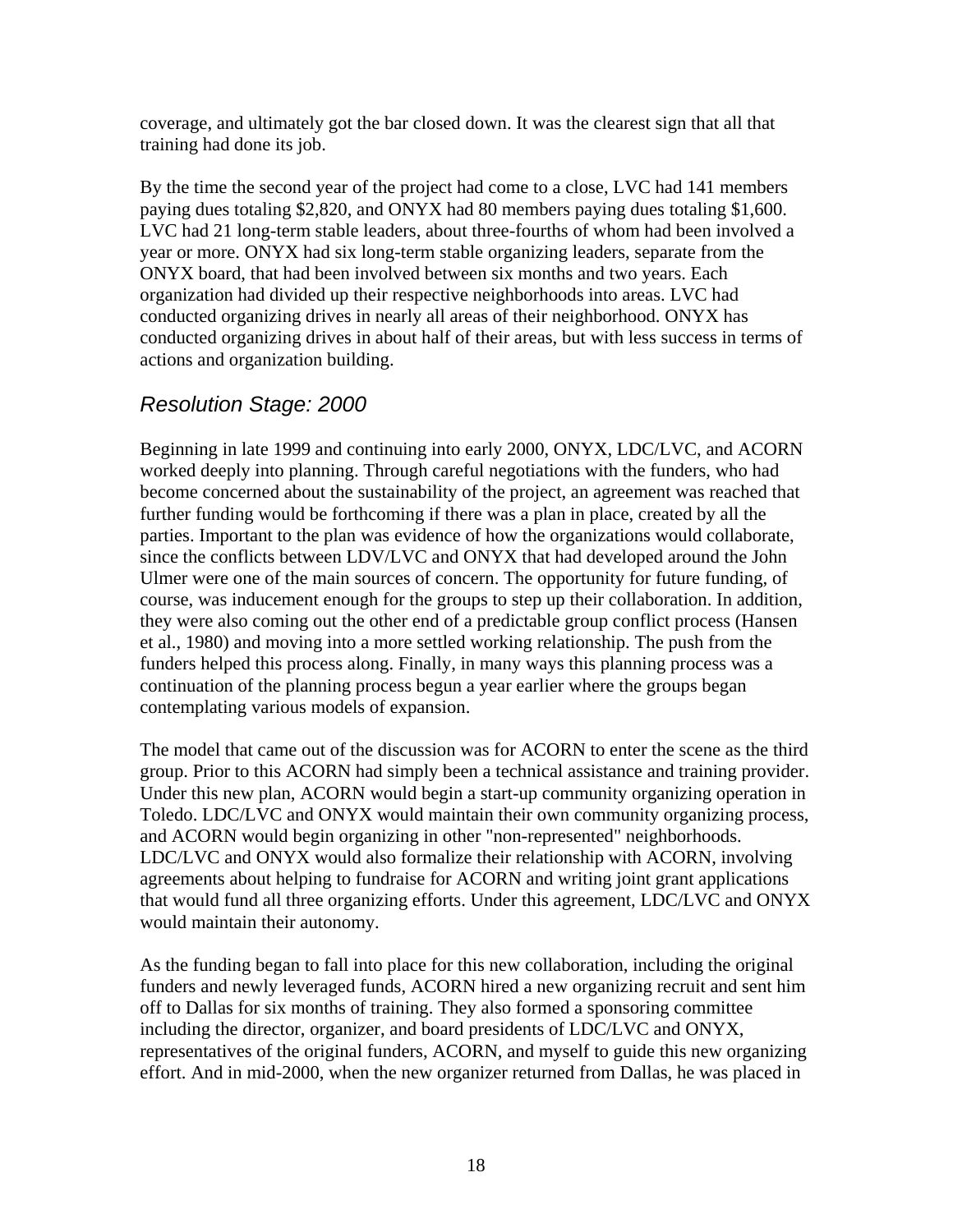coverage, and ultimately got the bar closed down. It was the clearest sign that all that training had done its job.

By the time the second year of the project had come to a close, LVC had 141 members paying dues totaling $2,820, and ONYX had 80 members paying dues totaling $1,600. LVC had 21 long-term stable leaders, about three-fourths of whom had been involved a year or more. ONYX had six long-term stable organizing leaders, separate from the ONYX board, that had been involved between six months and two years. Each organization had divided up their respective neighborhoods into areas. LVC had conducted organizing drives in nearly all areas of their neighborhood. ONYX has conducted organizing drives in about half of their areas, but with less success in terms of actions and organization building.

## *Resolution Stage: 2000*

Beginning in late 1999 and continuing into early 2000, ONYX, LDC/LVC, and ACORN worked deeply into planning. Through careful negotiations with the funders, who had become concerned about the sustainability of the project, an agreement was reached that further funding would be forthcoming if there was a plan in place, created by all the parties. Important to the plan was evidence of how the organizations would collaborate, since the conflicts between LDV/LVC and ONYX that had developed around the John Ulmer were one of the main sources of concern. The opportunity for future funding, of course, was inducement enough for the groups to step up their collaboration. In addition, they were also coming out the other end of a predictable group conflict process (Hansen et al., 1980) and moving into a more settled working relationship. The push from the funders helped this process along. Finally, in many ways this planning process was a continuation of the planning process begun a year earlier where the groups began contemplating various models of expansion.

The model that came out of the discussion was for ACORN to enter the scene as the third group. Prior to this ACORN had simply been a technical assistance and training provider. Under this new plan, ACORN would begin a start-up community organizing operation in Toledo. LDC/LVC and ONYX would maintain their own community organizing process, and ACORN would begin organizing in other "non-represented" neighborhoods. LDC/LVC and ONYX would also formalize their relationship with ACORN, involving agreements about helping to fundraise for ACORN and writing joint grant applications that would fund all three organizing efforts. Under this agreement, LDC/LVC and ONYX would maintain their autonomy.

As the funding began to fall into place for this new collaboration, including the original funders and newly leveraged funds, ACORN hired a new organizing recruit and sent him off to Dallas for six months of training. They also formed a sponsoring committee including the director, organizer, and board presidents of LDC/LVC and ONYX, representatives of the original funders, ACORN, and myself to guide this new organizing effort. And in mid-2000, when the new organizer returned from Dallas, he was placed in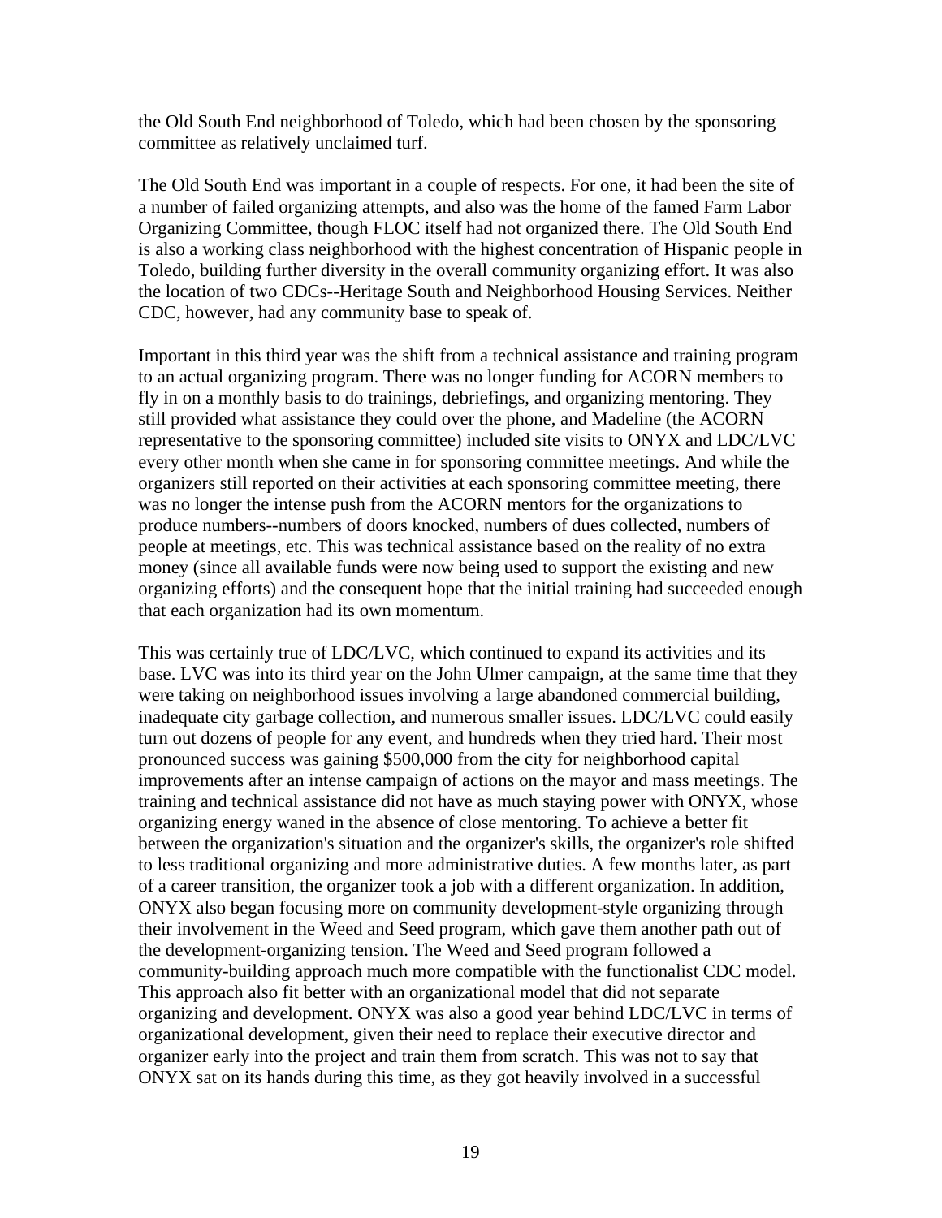the Old South End neighborhood of Toledo, which had been chosen by the sponsoring committee as relatively unclaimed turf.

The Old South End was important in a couple of respects. For one, it had been the site of a number of failed organizing attempts, and also was the home of the famed Farm Labor Organizing Committee, though FLOC itself had not organized there. The Old South End is also a working class neighborhood with the highest concentration of Hispanic people in Toledo, building further diversity in the overall community organizing effort. It was also the location of two CDCs--Heritage South and Neighborhood Housing Services. Neither CDC, however, had any community base to speak of.

Important in this third year was the shift from a technical assistance and training program to an actual organizing program. There was no longer funding for ACORN members to fly in on a monthly basis to do trainings, debriefings, and organizing mentoring. They still provided what assistance they could over the phone, and Madeline (the ACORN representative to the sponsoring committee) included site visits to ONYX and LDC/LVC every other month when she came in for sponsoring committee meetings. And while the organizers still reported on their activities at each sponsoring committee meeting, there was no longer the intense push from the ACORN mentors for the organizations to produce numbers--numbers of doors knocked, numbers of dues collected, numbers of people at meetings, etc. This was technical assistance based on the reality of no extra money (since all available funds were now being used to support the existing and new organizing efforts) and the consequent hope that the initial training had succeeded enough that each organization had its own momentum.

This was certainly true of LDC/LVC, which continued to expand its activities and its base. LVC was into its third year on the John Ulmer campaign, at the same time that they were taking on neighborhood issues involving a large abandoned commercial building, inadequate city garbage collection, and numerous smaller issues. LDC/LVC could easily turn out dozens of people for any event, and hundreds when they tried hard. Their most pronounced success was gaining $500,000 from the city for neighborhood capital improvements after an intense campaign of actions on the mayor and mass meetings. The training and technical assistance did not have as much staying power with ONYX, whose organizing energy waned in the absence of close mentoring. To achieve a better fit between the organization's situation and the organizer's skills, the organizer's role shifted to less traditional organizing and more administrative duties. A few months later, as part of a career transition, the organizer took a job with a different organization. In addition, ONYX also began focusing more on community development-style organizing through their involvement in the Weed and Seed program, which gave them another path out of the development-organizing tension. The Weed and Seed program followed a community-building approach much more compatible with the functionalist CDC model. This approach also fit better with an organizational model that did not separate organizing and development. ONYX was also a good year behind LDC/LVC in terms of organizational development, given their need to replace their executive director and organizer early into the project and train them from scratch. This was not to say that ONYX sat on its hands during this time, as they got heavily involved in a successful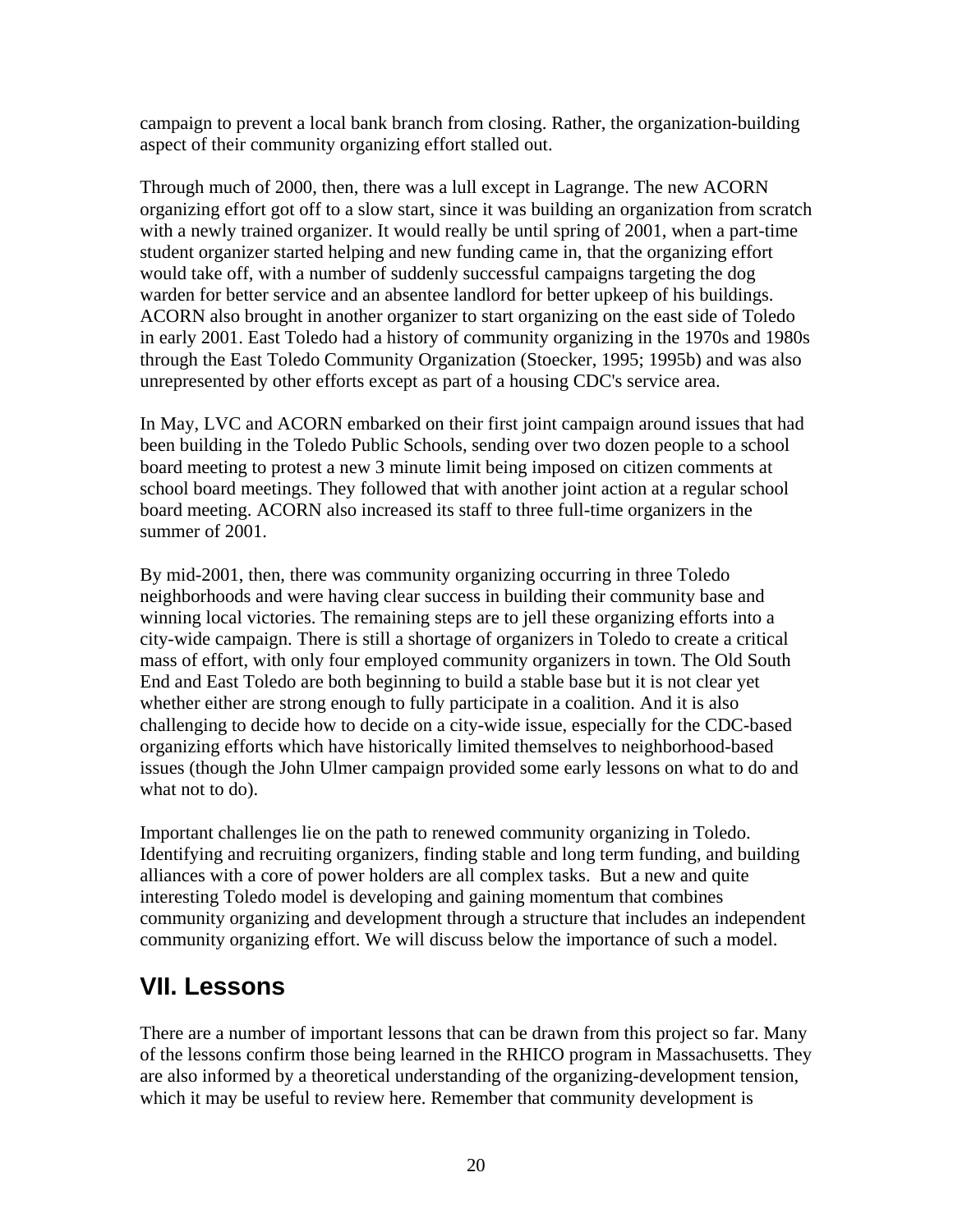campaign to prevent a local bank branch from closing. Rather, the organization-building aspect of their community organizing effort stalled out.

Through much of 2000, then, there was a lull except in Lagrange. The new ACORN organizing effort got off to a slow start, since it was building an organization from scratch with a newly trained organizer. It would really be until spring of 2001, when a part-time student organizer started helping and new funding came in, that the organizing effort would take off, with a number of suddenly successful campaigns targeting the dog warden for better service and an absentee landlord for better upkeep of his buildings. ACORN also brought in another organizer to start organizing on the east side of Toledo in early 2001. East Toledo had a history of community organizing in the 1970s and 1980s through the East Toledo Community Organization (Stoecker, 1995; 1995b) and was also unrepresented by other efforts except as part of a housing CDC's service area.

In May, LVC and ACORN embarked on their first joint campaign around issues that had been building in the Toledo Public Schools, sending over two dozen people to a school board meeting to protest a new 3 minute limit being imposed on citizen comments at school board meetings. They followed that with another joint action at a regular school board meeting. ACORN also increased its staff to three full-time organizers in the summer of 2001.

By mid-2001, then, there was community organizing occurring in three Toledo neighborhoods and were having clear success in building their community base and winning local victories. The remaining steps are to jell these organizing efforts into a city-wide campaign. There is still a shortage of organizers in Toledo to create a critical mass of effort, with only four employed community organizers in town. The Old South End and East Toledo are both beginning to build a stable base but it is not clear yet whether either are strong enough to fully participate in a coalition. And it is also challenging to decide how to decide on a city-wide issue, especially for the CDC-based organizing efforts which have historically limited themselves to neighborhood-based issues (though the John Ulmer campaign provided some early lessons on what to do and what not to do).

Important challenges lie on the path to renewed community organizing in Toledo. Identifying and recruiting organizers, finding stable and long term funding, and building alliances with a core of power holders are all complex tasks. But a new and quite interesting Toledo model is developing and gaining momentum that combines community organizing and development through a structure that includes an independent community organizing effort. We will discuss below the importance of such a model.

## VII. Lessons

There are a number of important lessons that can be drawn from this project so far. Many of the lessons confirm those being learned in the RHICO program in Massachusetts. They are also informed by a theoretical understanding of the organizing-development tension, which it may be useful to review here. Remember that community development is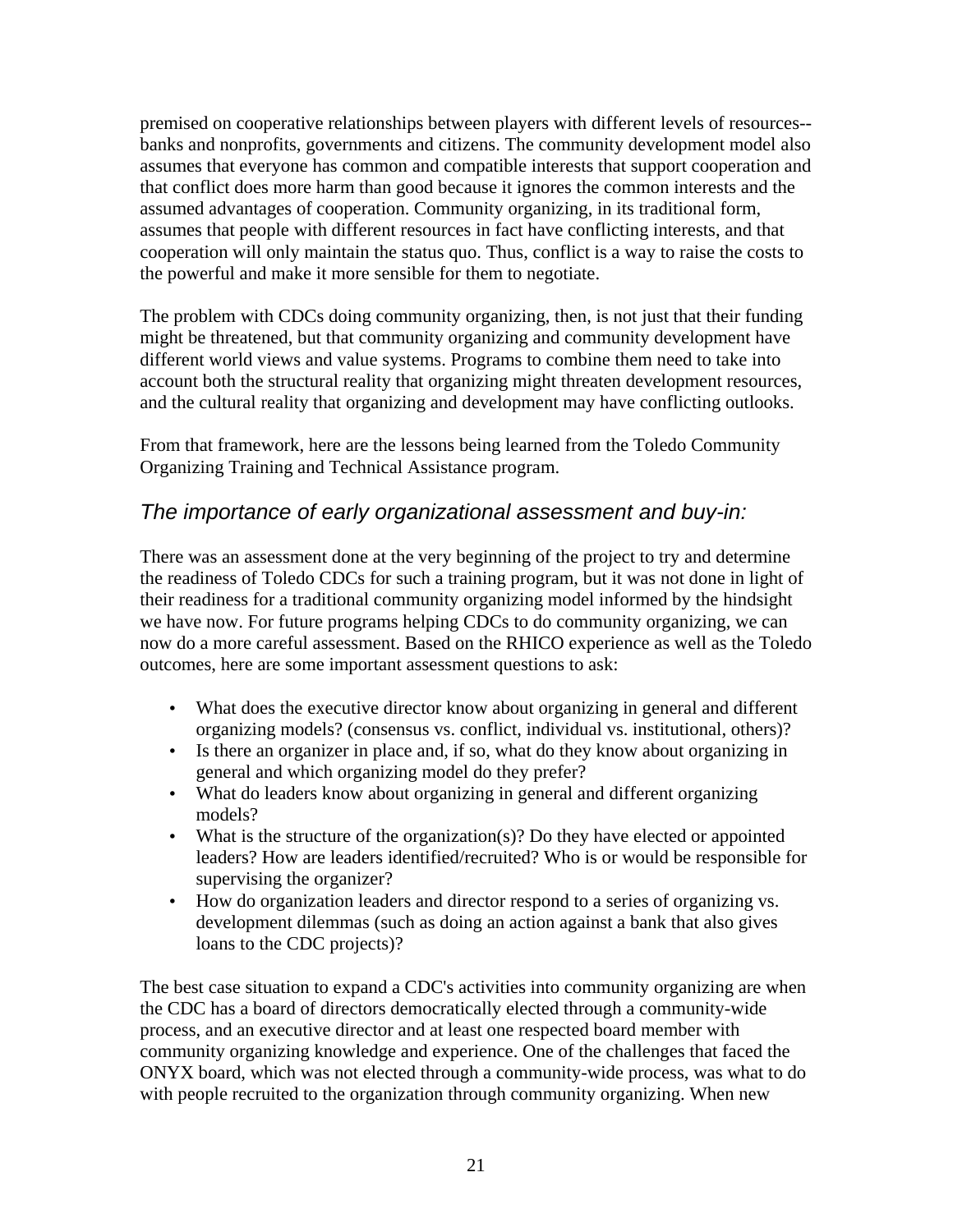premised on cooperative relationships between players with different levels of resources--banks and nonprofits, governments and citizens. The community development model also assumes that everyone has common and compatible interests that support cooperation and that conflict does more harm than good because it ignores the common interests and the assumed advantages of cooperation. Community organizing, in its traditional form, assumes that people with different resources in fact have conflicting interests, and that cooperation will only maintain the status quo. Thus, conflict is a way to raise the costs to the powerful and make it more sensible for them to negotiate.

The problem with CDCs doing community organizing, then, is not just that their funding might be threatened, but that community organizing and community development have different world views and value systems. Programs to combine them need to take into account both the structural reality that organizing might threaten development resources, and the cultural reality that organizing and development may have conflicting outlooks.

From that framework, here are the lessons being learned from the Toledo Community Organizing Training and Technical Assistance program.

## *The importance of early organizational assessment and buy-in:*

There was an assessment done at the very beginning of the project to try and determine the readiness of Toledo CDCs for such a training program, but it was not done in light of their readiness for a traditional community organizing model informed by the hindsight we have now. For future programs helping CDCs to do community organizing, we can now do a more careful assessment. Based on the RHICO experience as well as the Toledo outcomes, here are some important assessment questions to ask:

- What does the executive director know about organizing in general and different organizing models? (consensus vs. conflict, individual vs. institutional, others)?
- Is there an organizer in place and, if so, what do they know about organizing in general and which organizing model do they prefer?
- What do leaders know about organizing in general and different organizing models?
- What is the structure of the organization(s)? Do they have elected or appointed leaders? How are leaders identified/recruited? Who is or would be responsible for supervising the organizer?
- How do organization leaders and director respond to a series of organizing vs. development dilemmas (such as doing an action against a bank that also gives loans to the CDC projects)?

The best case situation to expand a CDC's activities into community organizing are when the CDC has a board of directors democratically elected through a community-wide process, and an executive director and at least one respected board member with community organizing knowledge and experience. One of the challenges that faced the ONYX board, which was not elected through a community-wide process, was what to do with people recruited to the organization through community organizing. When new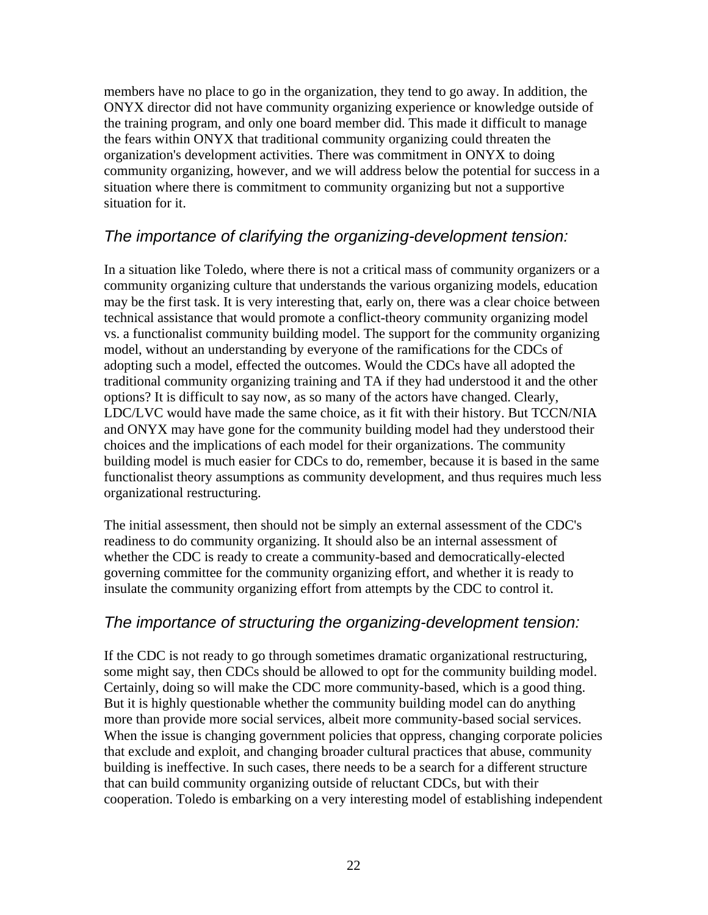members have no place to go in the organization, they tend to go away. In addition, the ONYX director did not have community organizing experience or knowledge outside of the training program, and only one board member did. This made it difficult to manage the fears within ONYX that traditional community organizing could threaten the organization's development activities. There was commitment in ONYX to doing community organizing, however, and we will address below the potential for success in a situation where there is commitment to community organizing but not a supportive situation for it.

## *The importance of clarifying the organizing-development tension:*

In a situation like Toledo, where there is not a critical mass of community organizers or a community organizing culture that understands the various organizing models, education may be the first task. It is very interesting that, early on, there was a clear choice between technical assistance that would promote a conflict-theory community organizing model vs. a functionalist community building model. The support for the community organizing model, without an understanding by everyone of the ramifications for the CDCs of adopting such a model, effected the outcomes. Would the CDCs have all adopted the traditional community organizing training and TA if they had understood it and the other options? It is difficult to say now, as so many of the actors have changed. Clearly, LDC/LVC would have made the same choice, as it fit with their history. But TCCN/NIA and ONYX may have gone for the community building model had they understood their choices and the implications of each model for their organizations. The community building model is much easier for CDCs to do, remember, because it is based in the same functionalist theory assumptions as community development, and thus requires much less organizational restructuring.

The initial assessment, then should not be simply an external assessment of the CDC's readiness to do community organizing. It should also be an internal assessment of whether the CDC is ready to create a community-based and democratically-elected governing committee for the community organizing effort, and whether it is ready to insulate the community organizing effort from attempts by the CDC to control it.

## *The importance of structuring the organizing-development tension:*

If the CDC is not ready to go through sometimes dramatic organizational restructuring, some might say, then CDCs should be allowed to opt for the community building model. Certainly, doing so will make the CDC more community-based, which is a good thing. But it is highly questionable whether the community building model can do anything more than provide more social services, albeit more community-based social services. When the issue is changing government policies that oppress, changing corporate policies that exclude and exploit, and changing broader cultural practices that abuse, community building is ineffective. In such cases, there needs to be a search for a different structure that can build community organizing outside of reluctant CDCs, but with their cooperation. Toledo is embarking on a very interesting model of establishing independent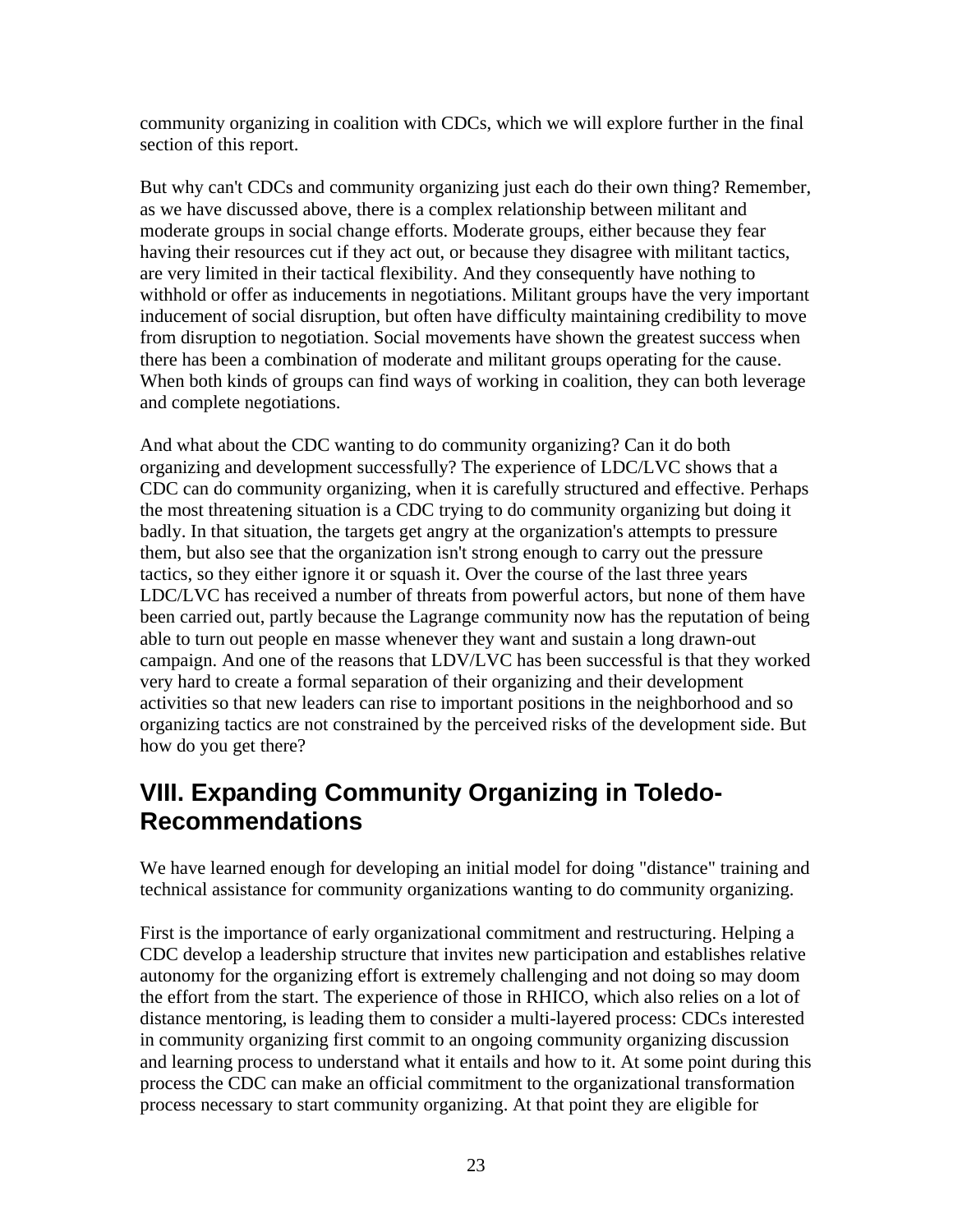community organizing in coalition with CDCs, which we will explore further in the final section of this report.

But why can't CDCs and community organizing just each do their own thing? Remember, as we have discussed above, there is a complex relationship between militant and moderate groups in social change efforts. Moderate groups, either because they fear having their resources cut if they act out, or because they disagree with militant tactics, are very limited in their tactical flexibility. And they consequently have nothing to withhold or offer as inducements in negotiations. Militant groups have the very important inducement of social disruption, but often have difficulty maintaining credibility to move from disruption to negotiation. Social movements have shown the greatest success when there has been a combination of moderate and militant groups operating for the cause. When both kinds of groups can find ways of working in coalition, they can both leverage and complete negotiations.

And what about the CDC wanting to do community organizing? Can it do both organizing and development successfully? The experience of LDC/LVC shows that a CDC can do community organizing, when it is carefully structured and effective. Perhaps the most threatening situation is a CDC trying to do community organizing but doing it badly. In that situation, the targets get angry at the organization's attempts to pressure them, but also see that the organization isn't strong enough to carry out the pressure tactics, so they either ignore it or squash it. Over the course of the last three years LDC/LVC has received a number of threats from powerful actors, but none of them have been carried out, partly because the Lagrange community now has the reputation of being able to turn out people en masse whenever they want and sustain a long drawn-out campaign. And one of the reasons that LDV/LVC has been successful is that they worked very hard to create a formal separation of their organizing and their development activities so that new leaders can rise to important positions in the neighborhood and so organizing tactics are not constrained by the perceived risks of the development side. But how do you get there?

## VIII. Expanding Community Organizing in Toledo-Recommendations

We have learned enough for developing an initial model for doing "distance" training and technical assistance for community organizations wanting to do community organizing.

First is the importance of early organizational commitment and restructuring. Helping a CDC develop a leadership structure that invites new participation and establishes relative autonomy for the organizing effort is extremely challenging and not doing so may doom the effort from the start. The experience of those in RHICO, which also relies on a lot of distance mentoring, is leading them to consider a multi-layered process: CDCs interested in community organizing first commit to an ongoing community organizing discussion and learning process to understand what it entails and how to it. At some point during this process the CDC can make an official commitment to the organizational transformation process necessary to start community organizing. At that point they are eligible for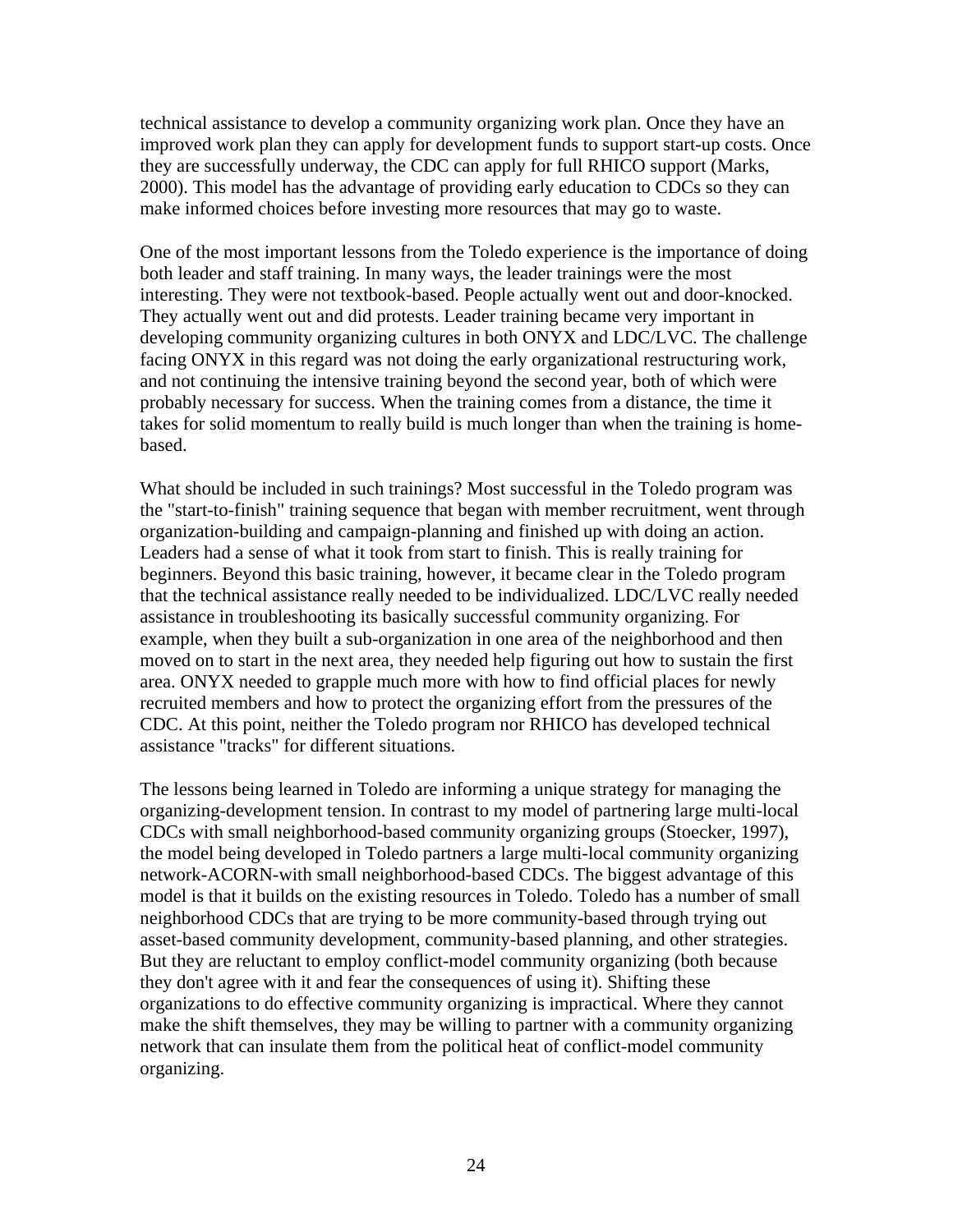technical assistance to develop a community organizing work plan. Once they have an improved work plan they can apply for development funds to support start-up costs. Once they are successfully underway, the CDC can apply for full RHICO support (Marks, 2000). This model has the advantage of providing early education to CDCs so they can make informed choices before investing more resources that may go to waste.

One of the most important lessons from the Toledo experience is the importance of doing both leader and staff training. In many ways, the leader trainings were the most interesting. They were not textbook-based. People actually went out and door-knocked. They actually went out and did protests. Leader training became very important in developing community organizing cultures in both ONYX and LDC/LVC. The challenge facing ONYX in this regard was not doing the early organizational restructuring work, and not continuing the intensive training beyond the second year, both of which were probably necessary for success. When the training comes from a distance, the time it takes for solid momentum to really build is much longer than when the training is home-based.

What should be included in such trainings? Most successful in the Toledo program was the "start-to-finish" training sequence that began with member recruitment, went through organization-building and campaign-planning and finished up with doing an action. Leaders had a sense of what it took from start to finish. This is really training for beginners. Beyond this basic training, however, it became clear in the Toledo program that the technical assistance really needed to be individualized. LDC/LVC really needed assistance in troubleshooting its basically successful community organizing. For example, when they built a sub-organization in one area of the neighborhood and then moved on to start in the next area, they needed help figuring out how to sustain the first area. ONYX needed to grapple much more with how to find official places for newly recruited members and how to protect the organizing effort from the pressures of the CDC. At this point, neither the Toledo program nor RHICO has developed technical assistance "tracks" for different situations.

The lessons being learned in Toledo are informing a unique strategy for managing the organizing-development tension. In contrast to my model of partnering large multi-local CDCs with small neighborhood-based community organizing groups (Stoecker, 1997), the model being developed in Toledo partners a large multi-local community organizing network-ACORN-with small neighborhood-based CDCs. The biggest advantage of this model is that it builds on the existing resources in Toledo. Toledo has a number of small neighborhood CDCs that are trying to be more community-based through trying out asset-based community development, community-based planning, and other strategies. But they are reluctant to employ conflict-model community organizing (both because they don't agree with it and fear the consequences of using it). Shifting these organizations to do effective community organizing is impractical. Where they cannot make the shift themselves, they may be willing to partner with a community organizing network that can insulate them from the political heat of conflict-model community organizing.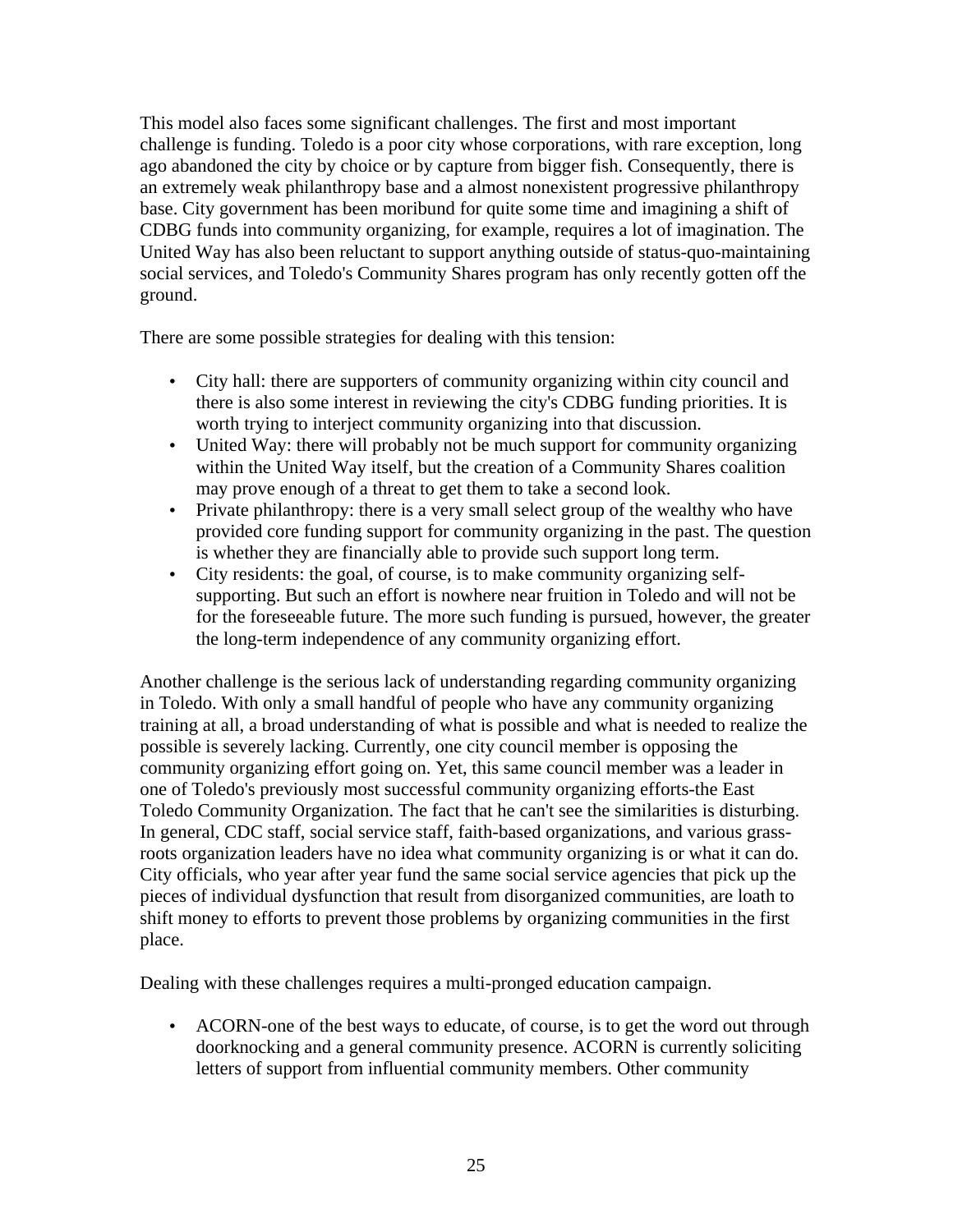This model also faces some significant challenges. The first and most important challenge is funding. Toledo is a poor city whose corporations, with rare exception, long ago abandoned the city by choice or by capture from bigger fish. Consequently, there is an extremely weak philanthropy base and a almost nonexistent progressive philanthropy base. City government has been moribund for quite some time and imagining a shift of CDBG funds into community organizing, for example, requires a lot of imagination. The United Way has also been reluctant to support anything outside of status-quo-maintaining social services, and Toledo's Community Shares program has only recently gotten off the ground.

There are some possible strategies for dealing with this tension:

- City hall: there are supporters of community organizing within city council and there is also some interest in reviewing the city's CDBG funding priorities. It is worth trying to interject community organizing into that discussion.
- United Way: there will probably not be much support for community organizing within the United Way itself, but the creation of a Community Shares coalition may prove enough of a threat to get them to take a second look.
- Private philanthropy: there is a very small select group of the wealthy who have provided core funding support for community organizing in the past. The question is whether they are financially able to provide such support long term.
- City residents: the goal, of course, is to make community organizing self-supporting. But such an effort is nowhere near fruition in Toledo and will not be for the foreseeable future. The more such funding is pursued, however, the greater the long-term independence of any community organizing effort.

Another challenge is the serious lack of understanding regarding community organizing in Toledo. With only a small handful of people who have any community organizing training at all, a broad understanding of what is possible and what is needed to realize the possible is severely lacking. Currently, one city council member is opposing the community organizing effort going on. Yet, this same council member was a leader in one of Toledo's previously most successful community organizing efforts-the East Toledo Community Organization. The fact that he can't see the similarities is disturbing. In general, CDC staff, social service staff, faith-based organizations, and various grass-roots organization leaders have no idea what community organizing is or what it can do. City officials, who year after year fund the same social service agencies that pick up the pieces of individual dysfunction that result from disorganized communities, are loath to shift money to efforts to prevent those problems by organizing communities in the first place.

Dealing with these challenges requires a multi-pronged education campaign.

- ACORN-one of the best ways to educate, of course, is to get the word out through doorknocking and a general community presence. ACORN is currently soliciting letters of support from influential community members. Other community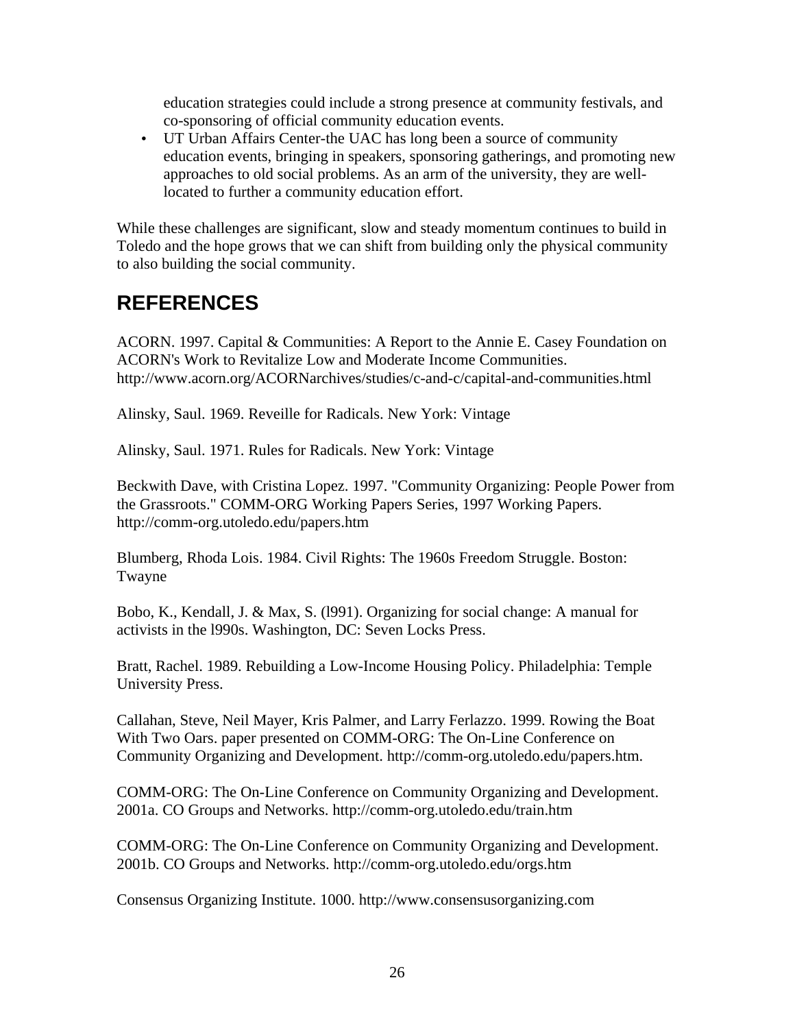education strategies could include a strong presence at community festivals, and co-sponsoring of official community education events.

- UT Urban Affairs Center-the UAC has long been a source of community education events, bringing in speakers, sponsoring gatherings, and promoting new approaches to old social problems. As an arm of the university, they are well-located to further a community education effort.

While these challenges are significant, slow and steady momentum continues to build in Toledo and the hope grows that we can shift from building only the physical community to also building the social community.

## REFERENCES

ACORN. 1997. Capital & Communities: A Report to the Annie E. Casey Foundation on ACORN's Work to Revitalize Low and Moderate Income Communities. http://www.acorn.org/ACORNarchives/studies/c-and-c/capital-and-communities.html

Alinsky, Saul. 1969. Reveille for Radicals. New York: Vintage

Alinsky, Saul. 1971. Rules for Radicals. New York: Vintage

Beckwith Dave, with Cristina Lopez. 1997. "Community Organizing: People Power from the Grassroots." COMM-ORG Working Papers Series, 1997 Working Papers. http://comm-org.utoledo.edu/papers.htm

Blumberg, Rhoda Lois. 1984. Civil Rights: The 1960s Freedom Struggle. Boston: Twayne

Bobo, K., Kendall, J. & Max, S. (l991). Organizing for social change: A manual for activists in the l990s. Washington, DC: Seven Locks Press.

Bratt, Rachel. 1989. Rebuilding a Low-Income Housing Policy. Philadelphia: Temple University Press.

Callahan, Steve, Neil Mayer, Kris Palmer, and Larry Ferlazzo. 1999. Rowing the Boat With Two Oars. paper presented on COMM-ORG: The On-Line Conference on Community Organizing and Development. http://comm-org.utoledo.edu/papers.htm.

COMM-ORG: The On-Line Conference on Community Organizing and Development. 2001a. CO Groups and Networks. http://comm-org.utoledo.edu/train.htm

COMM-ORG: The On-Line Conference on Community Organizing and Development. 2001b. CO Groups and Networks. http://comm-org.utoledo.edu/orgs.htm

Consensus Organizing Institute. 1000. http://www.consensusorganizing.com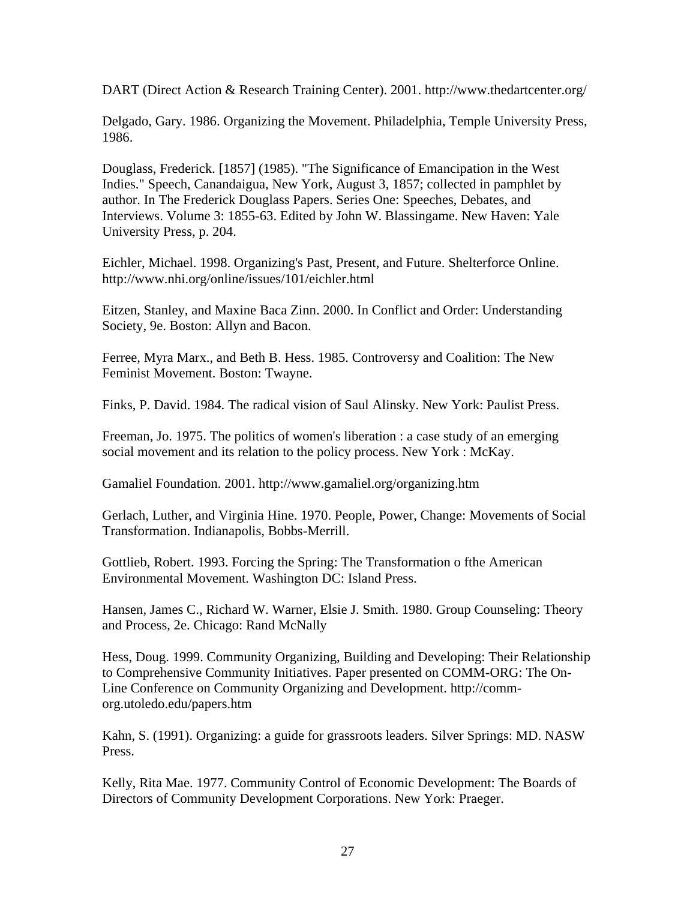DART (Direct Action & Research Training Center). 2001. http://www.thedartcenter.org/

Delgado, Gary. 1986. Organizing the Movement. Philadelphia, Temple University Press, 1986.

Douglass, Frederick. [1857] (1985). "The Significance of Emancipation in the West Indies." Speech, Canandaigua, New York, August 3, 1857; collected in pamphlet by author. In The Frederick Douglass Papers. Series One: Speeches, Debates, and Interviews. Volume 3: 1855-63. Edited by John W. Blassingame. New Haven: Yale University Press, p. 204.

Eichler, Michael. 1998. Organizing's Past, Present, and Future. Shelterforce Online. http://www.nhi.org/online/issues/101/eichler.html

Eitzen, Stanley, and Maxine Baca Zinn. 2000. In Conflict and Order: Understanding Society, 9e. Boston: Allyn and Bacon.

Ferree, Myra Marx., and Beth B. Hess. 1985. Controversy and Coalition: The New Feminist Movement. Boston: Twayne.

Finks, P. David. 1984. The radical vision of Saul Alinsky. New York: Paulist Press.

Freeman, Jo. 1975. The politics of women's liberation : a case study of an emerging social movement and its relation to the policy process. New York : McKay.

Gamaliel Foundation. 2001. http://www.gamaliel.org/organizing.htm

Gerlach, Luther, and Virginia Hine. 1970. People, Power, Change: Movements of Social Transformation. Indianapolis, Bobbs-Merrill.

Gottlieb, Robert. 1993. Forcing the Spring: The Transformation o fthe American Environmental Movement. Washington DC: Island Press.

Hansen, James C., Richard W. Warner, Elsie J. Smith. 1980. Group Counseling: Theory and Process, 2e. Chicago: Rand McNally

Hess, Doug. 1999. Community Organizing, Building and Developing: Their Relationship to Comprehensive Community Initiatives. Paper presented on COMM-ORG: The On-Line Conference on Community Organizing and Development. http://comm-org.utoledo.edu/papers.htm

Kahn, S. (1991). Organizing: a guide for grassroots leaders. Silver Springs: MD. NASW Press.

Kelly, Rita Mae. 1977. Community Control of Economic Development: The Boards of Directors of Community Development Corporations. New York: Praeger.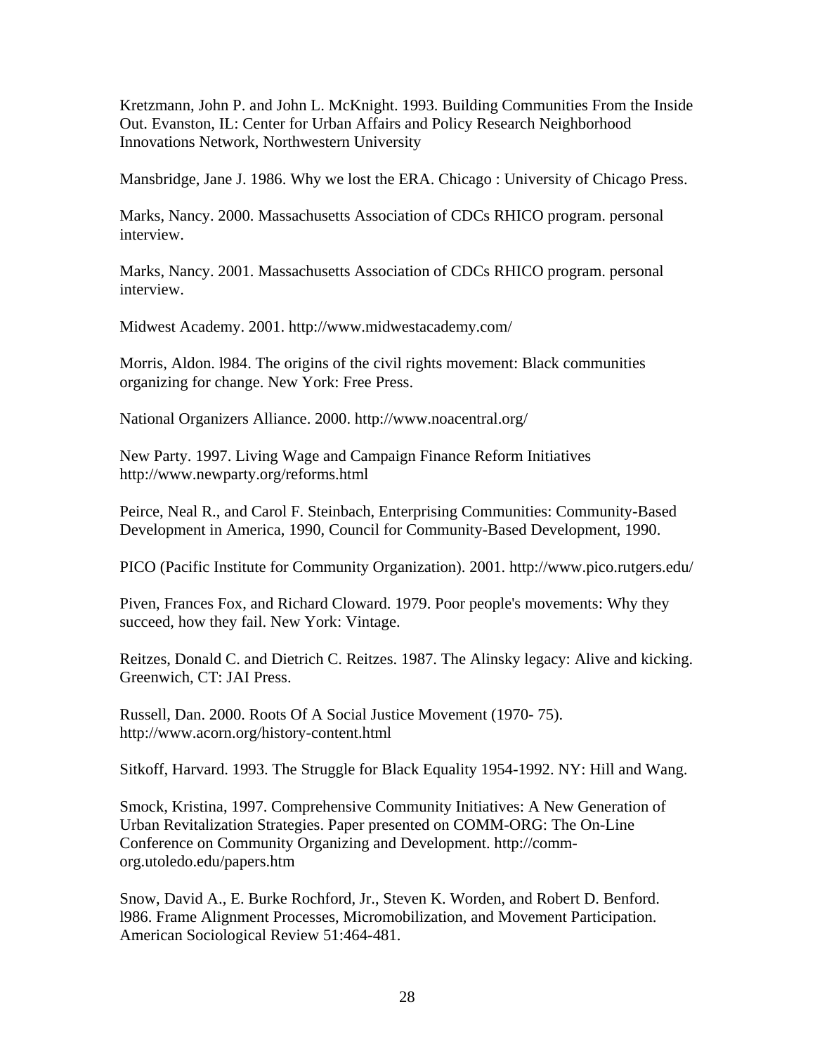Kretzmann, John P. and John L. McKnight. 1993. Building Communities From the Inside Out. Evanston, IL: Center for Urban Affairs and Policy Research Neighborhood Innovations Network, Northwestern University

Mansbridge, Jane J. 1986. Why we lost the ERA. Chicago : University of Chicago Press.

Marks, Nancy. 2000. Massachusetts Association of CDCs RHICO program. personal interview.

Marks, Nancy. 2001. Massachusetts Association of CDCs RHICO program. personal interview.

Midwest Academy. 2001. http://www.midwestacademy.com/

Morris, Aldon. l984. The origins of the civil rights movement: Black communities organizing for change. New York: Free Press.

National Organizers Alliance. 2000. http://www.noacentral.org/

New Party. 1997. Living Wage and Campaign Finance Reform Initiatives http://www.newparty.org/reforms.html

Peirce, Neal R., and Carol F. Steinbach, Enterprising Communities: Community-Based Development in America, 1990, Council for Community-Based Development, 1990.

PICO (Pacific Institute for Community Organization). 2001. http://www.pico.rutgers.edu/

Piven, Frances Fox, and Richard Cloward. 1979. Poor people's movements: Why they succeed, how they fail. New York: Vintage.

Reitzes, Donald C. and Dietrich C. Reitzes. 1987. The Alinsky legacy: Alive and kicking. Greenwich, CT: JAI Press.

Russell, Dan. 2000. Roots Of A Social Justice Movement (1970- 75). http://www.acorn.org/history-content.html

Sitkoff, Harvard. 1993. The Struggle for Black Equality 1954-1992. NY: Hill and Wang.

Smock, Kristina, 1997. Comprehensive Community Initiatives: A New Generation of Urban Revitalization Strategies. Paper presented on COMM-ORG: The On-Line Conference on Community Organizing and Development. http://comm-org.utoledo.edu/papers.htm

Snow, David A., E. Burke Rochford, Jr., Steven K. Worden, and Robert D. Benford. l986. Frame Alignment Processes, Micromobilization, and Movement Participation. American Sociological Review 51:464-481.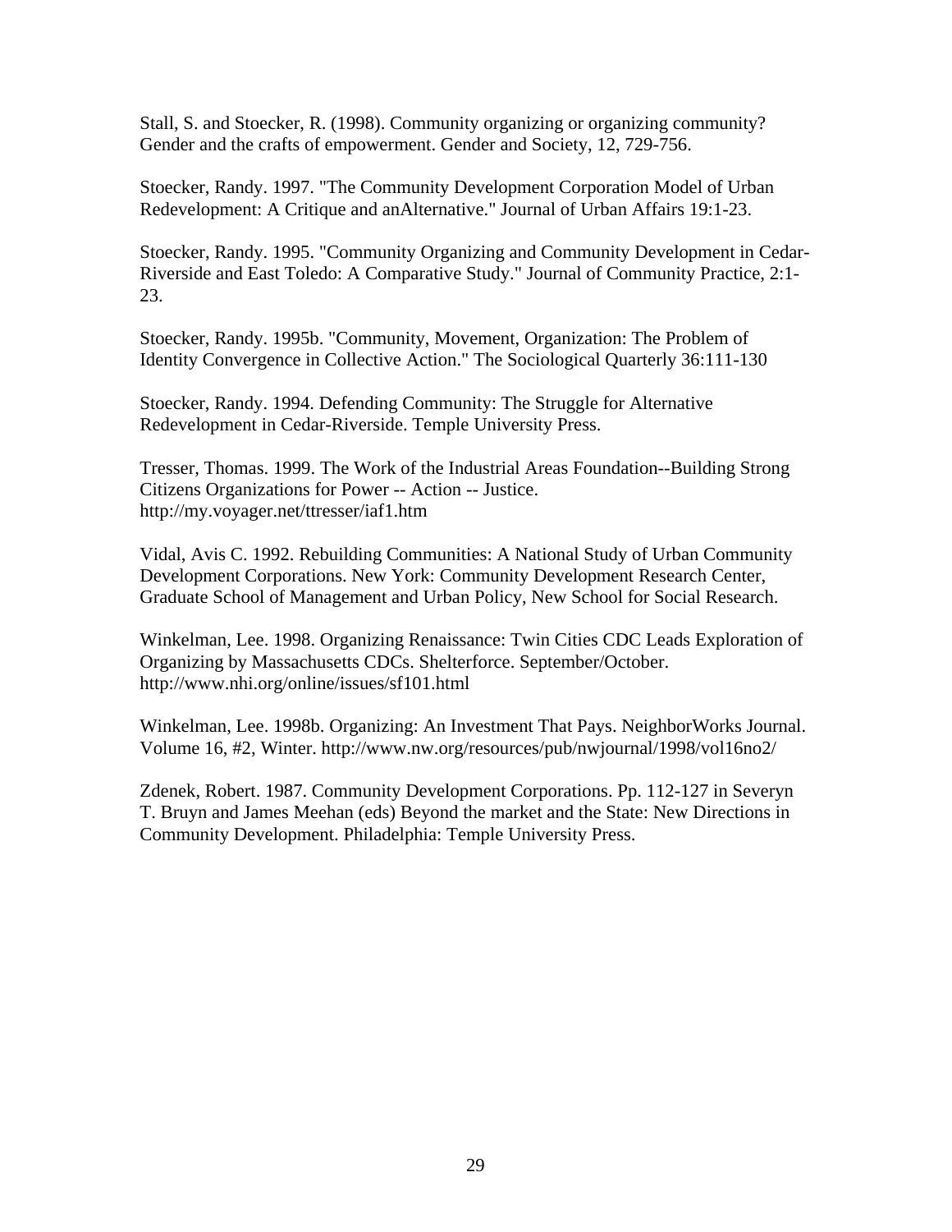Stall, S. and Stoecker, R. (1998). Community organizing or organizing community? Gender and the crafts of empowerment. Gender and Society, 12, 729-756.

Stoecker, Randy. 1997. "The Community Development Corporation Model of Urban Redevelopment: A Critique and anAlternative." Journal of Urban Affairs 19:1-23.

Stoecker, Randy. 1995. "Community Organizing and Community Development in Cedar-Riverside and East Toledo: A Comparative Study." Journal of Community Practice, 2:1-23.

Stoecker, Randy. 1995b. "Community, Movement, Organization: The Problem of Identity Convergence in Collective Action." The Sociological Quarterly 36:111-130

Stoecker, Randy. 1994. Defending Community: The Struggle for Alternative Redevelopment in Cedar-Riverside. Temple University Press.

Tresser, Thomas. 1999. The Work of the Industrial Areas Foundation--Building Strong Citizens Organizations for Power -- Action -- Justice. http://my.voyager.net/ttresser/iaf1.htm

Vidal, Avis C. 1992. Rebuilding Communities: A National Study of Urban Community Development Corporations. New York: Community Development Research Center, Graduate School of Management and Urban Policy, New School for Social Research.

Winkelman, Lee. 1998. Organizing Renaissance: Twin Cities CDC Leads Exploration of Organizing by Massachusetts CDCs. Shelterforce. September/October. http://www.nhi.org/online/issues/sf101.html

Winkelman, Lee. 1998b. Organizing: An Investment That Pays. NeighborWorks Journal. Volume 16, #2, Winter. http://www.nw.org/resources/pub/nwjournal/1998/vol16no2/

Zdenek, Robert. 1987. Community Development Corporations. Pp. 112-127 in Severyn T. Bruyn and James Meehan (eds) Beyond the market and the State: New Directions in Community Development. Philadelphia: Temple University Press.